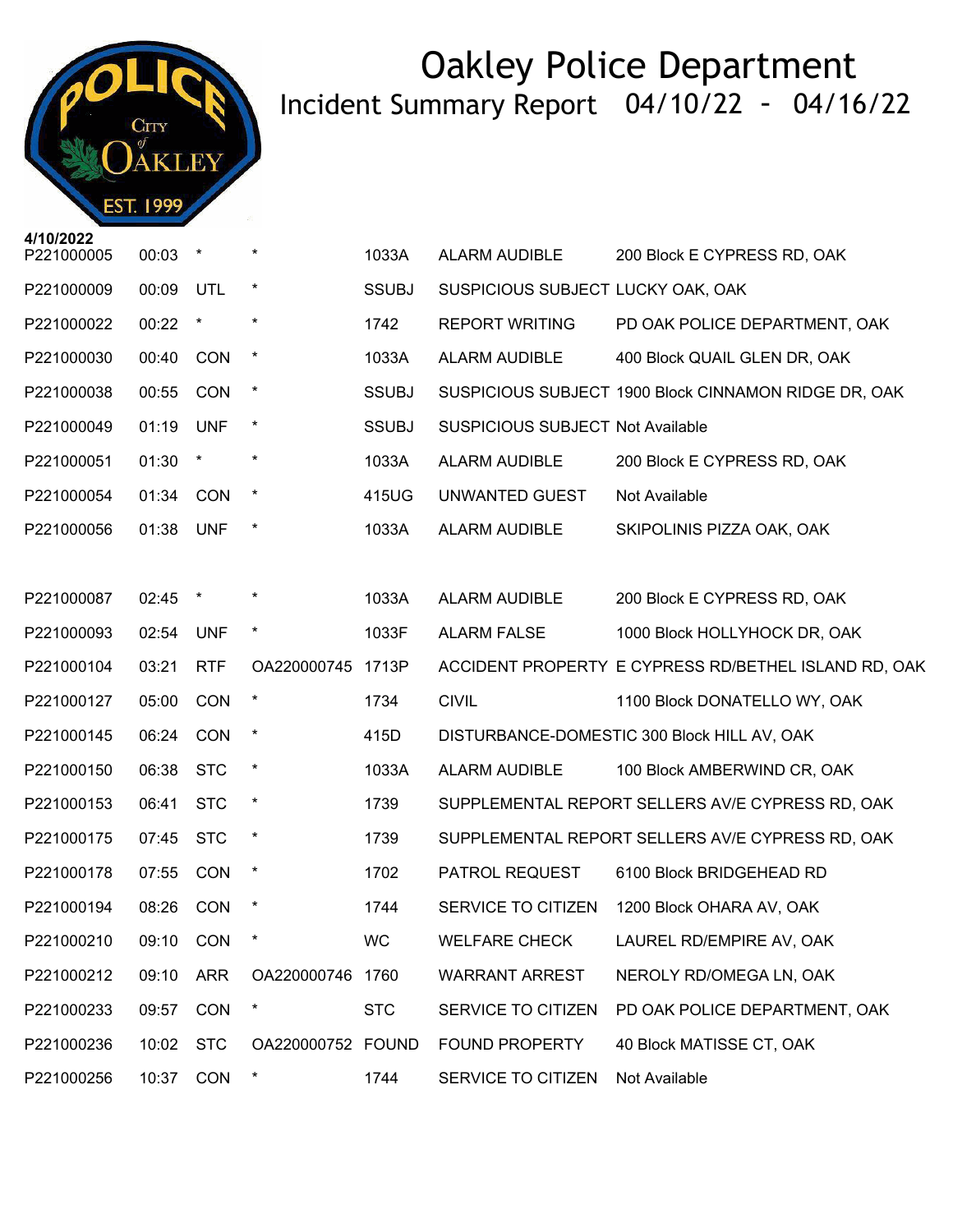# Oakley Police Department

## Incident Summary Report 04/10/22 - 04/16/22

**4/10/2022**

| | | | | | | |
|---|---|---|---|---|---|---|
| P221000005 | 00:03 | * | * | 1033A | ALARM AUDIBLE | 200 Block E CYPRESS RD, OAK |
| P221000009 | 00:09 | UTL | * | SSUBJ | SUSPICIOUS SUBJECT | LUCKY OAK, OAK |
| P221000022 | 00:22 | * | * | 1742 | REPORT WRITING | PD OAK POLICE DEPARTMENT, OAK |
| P221000030 | 00:40 | CON | * | 1033A | ALARM AUDIBLE | 400 Block QUAIL GLEN DR, OAK |
| P221000038 | 00:55 | CON | * | SSUBJ | SUSPICIOUS SUBJECT | 1900 Block CINNAMON RIDGE DR, OAK |
| P221000049 | 01:19 | UNF | * | SSUBJ | SUSPICIOUS SUBJECT | Not Available |
| P221000051 | 01:30 | * | * | 1033A | ALARM AUDIBLE | 200 Block E CYPRESS RD, OAK |
| P221000054 | 01:34 | CON | * | 415UG | UNWANTED GUEST | Not Available |
| P221000056 | 01:38 | UNF | * | 1033A | ALARM AUDIBLE | SKIPOLINIS PIZZA OAK, OAK |
| P221000087 | 02:45 | * | * | 1033A | ALARM AUDIBLE | 200 Block E CYPRESS RD, OAK |
| P221000093 | 02:54 | UNF | * | 1033F | ALARM FALSE | 1000 Block HOLLYHOCK DR, OAK |
| P221000104 | 03:21 | RTF | OA220000745 | 1713P | ACCIDENT PROPERTY | E CYPRESS RD/BETHEL ISLAND RD, OAK |
| P221000127 | 05:00 | CON | * | 1734 | CIVIL | 1100 Block DONATELLO WY, OAK |
| P221000145 | 06:24 | CON | * | 415D | DISTURBANCE-DOMESTIC | 300 Block HILL AV, OAK |
| P221000150 | 06:38 | STC | * | 1033A | ALARM AUDIBLE | 100 Block AMBERWIND CR, OAK |
| P221000153 | 06:41 | STC | * | 1739 | SUPPLEMENTAL REPORT | SELLERS AV/E CYPRESS RD, OAK |
| P221000175 | 07:45 | STC | * | 1739 | SUPPLEMENTAL REPORT | SELLERS AV/E CYPRESS RD, OAK |
| P221000178 | 07:55 | CON | * | 1702 | PATROL REQUEST | 6100 Block BRIDGEHEAD RD |
| P221000194 | 08:26 | CON | * | 1744 | SERVICE TO CITIZEN | 1200 Block OHARA AV, OAK |
| P221000210 | 09:10 | CON | * | WC | WELFARE CHECK | LAUREL RD/EMPIRE AV, OAK |
| P221000212 | 09:10 | ARR | OA220000746 | 1760 | WARRANT ARREST | NEROLY RD/OMEGA LN, OAK |
| P221000233 | 09:57 | CON | * | STC | SERVICE TO CITIZEN | PD OAK POLICE DEPARTMENT, OAK |
| P221000236 | 10:02 | STC | OA220000752 | FOUND | FOUND PROPERTY | 40 Block MATISSE CT, OAK |
| P221000256 | 10:37 | CON | * | 1744 | SERVICE TO CITIZEN | Not Available |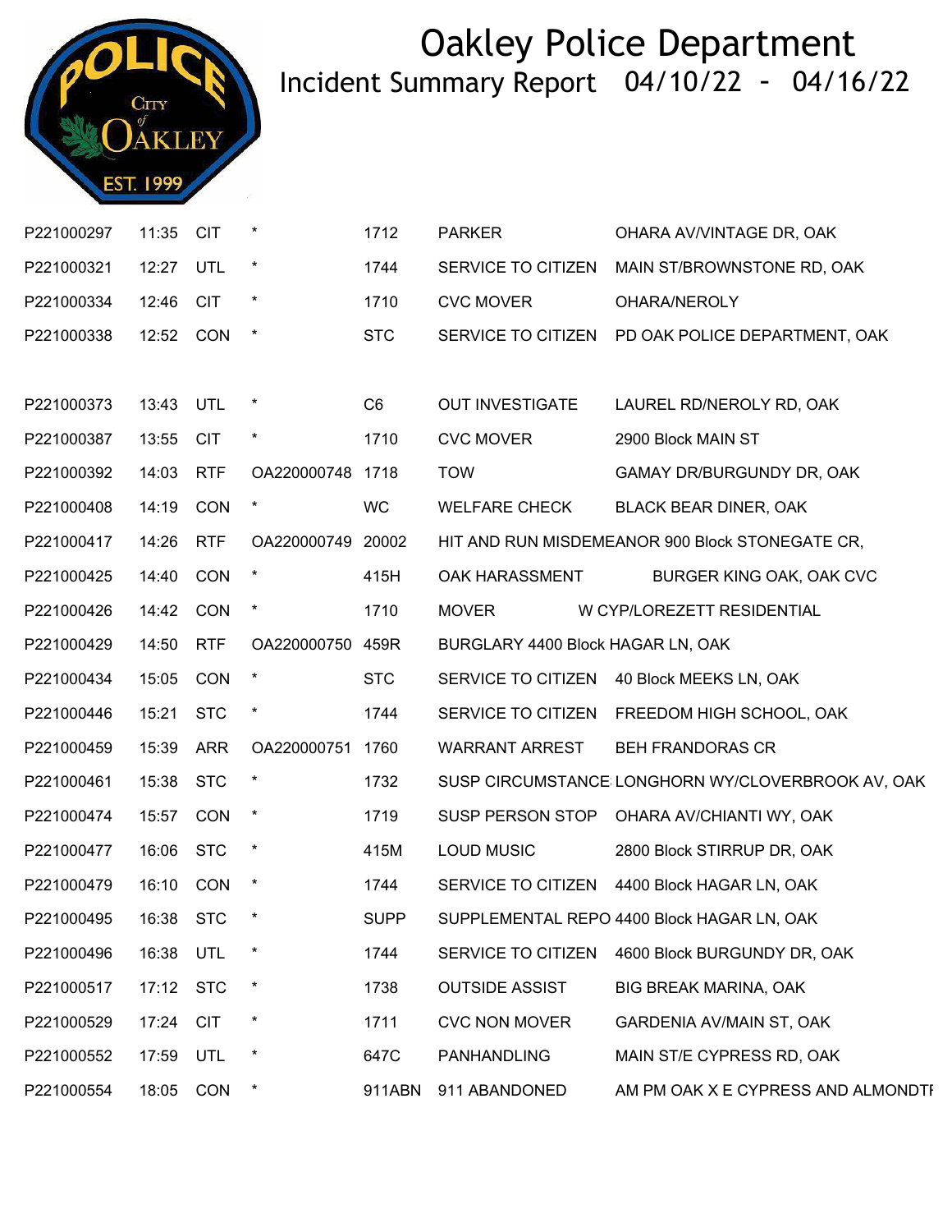# Oakley Police Department

## Incident Summary Report 04/10/22 - 04/16/22

| | | | | | | |
|---|---|---|---|---|---|---|
| P221000297 | 11:35 | CIT | * | 1712 | PARKER | OHARA AV/VINTAGE DR, OAK |
| P221000321 | 12:27 | UTL | * | 1744 | SERVICE TO CITIZEN | MAIN ST/BROWNSTONE RD, OAK |
| P221000334 | 12:46 | CIT | * | 1710 | CVC MOVER | OHARA/NEROLY |
| P221000338 | 12:52 | CON | * | STC | SERVICE TO CITIZEN | PD OAK POLICE DEPARTMENT, OAK |
| P221000373 | 13:43 | UTL | * | C6 | OUT INVESTIGATE | LAUREL RD/NEROLY RD, OAK |
| P221000387 | 13:55 | CIT | * | 1710 | CVC MOVER | 2900 Block MAIN ST |
| P221000392 | 14:03 | RTF | OA220000748 | 1718 | TOW | GAMAY DR/BURGUNDY DR, OAK |
| P221000408 | 14:19 | CON | * | WC | WELFARE CHECK | BLACK BEAR DINER, OAK |
| P221000417 | 14:26 | RTF | OA220000749 | 20002 | HIT AND RUN MISDEMEANOR | 900 Block STONEGATE CR, |
| P221000425 | 14:40 | CON | * | 415H | OAK HARASSMENT | BURGER KING OAK, OAK CVC |
| P221000426 | 14:42 | CON | * | 1710 | MOVER | W CYP/LOREZETT RESIDENTIAL |
| P221000429 | 14:50 | RTF | OA220000750 | 459R | BURGLARY | 4400 Block HAGAR LN, OAK |
| P221000434 | 15:05 | CON | * | STC | SERVICE TO CITIZEN | 40 Block MEEKS LN, OAK |
| P221000446 | 15:21 | STC | * | 1744 | SERVICE TO CITIZEN | FREEDOM HIGH SCHOOL, OAK |
| P221000459 | 15:39 | ARR | OA220000751 | 1760 | WARRANT ARREST | BEH FRANDORAS CR |
| P221000461 | 15:38 | STC | * | 1732 | SUSP CIRCUMSTANCE | LONGHORN WY/CLOVERBROOK AV, OAK |
| P221000474 | 15:57 | CON | * | 1719 | SUSP PERSON STOP | OHARA AV/CHIANTI WY, OAK |
| P221000477 | 16:06 | STC | * | 415M | LOUD MUSIC | 2800 Block STIRRUP DR, OAK |
| P221000479 | 16:10 | CON | * | 1744 | SERVICE TO CITIZEN | 4400 Block HAGAR LN, OAK |
| P221000495 | 16:38 | STC | * | SUPP | SUPPLEMENTAL REPO | 4400 Block HAGAR LN, OAK |
| P221000496 | 16:38 | UTL | * | 1744 | SERVICE TO CITIZEN | 4600 Block BURGUNDY DR, OAK |
| P221000517 | 17:12 | STC | * | 1738 | OUTSIDE ASSIST | BIG BREAK MARINA, OAK |
| P221000529 | 17:24 | CIT | * | 1711 | CVC NON MOVER | GARDENIA AV/MAIN ST, OAK |
| P221000552 | 17:59 | UTL | * | 647C | PANHANDLING | MAIN ST/E CYPRESS RD, OAK |
| P221000554 | 18:05 | CON | * | 911ABN | 911 ABANDONED | AM PM OAK X E CYPRESS AND ALMONDTI |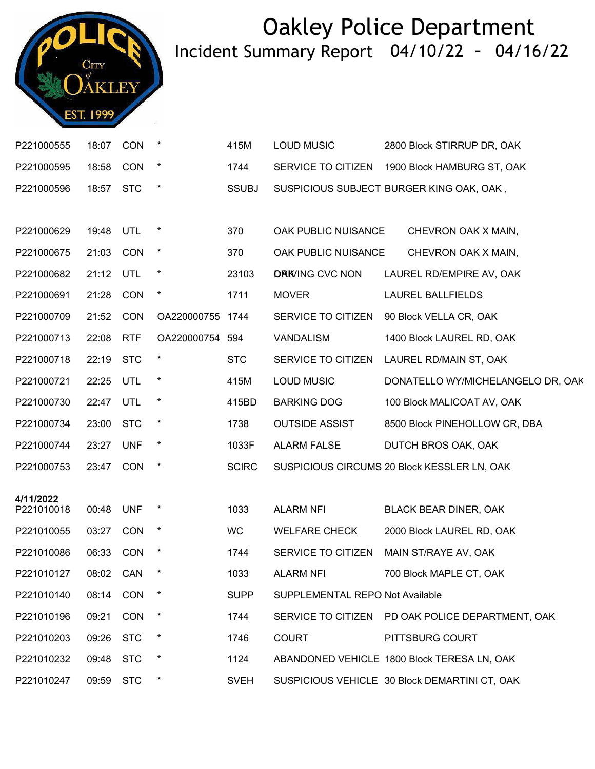# Oakley Police Department

## Incident Summary Report 04/10/22 - 04/16/22

| | | | | | | |
|---|---|---|---|---|---|---|
| P221000555 | 18:07 | CON | * | 415M | LOUD MUSIC | 2800 Block STIRRUP DR, OAK |
| P221000595 | 18:58 | CON | * | 1744 | SERVICE TO CITIZEN | 1900 Block HAMBURG ST, OAK |
| P221000596 | 18:57 | STC | * | SSUBJ | SUSPICIOUS SUBJECT | BURGER KING OAK, OAK , |
| P221000629 | 19:48 | UTL | * | 370 | OAK PUBLIC NUISANCE | CHEVRON OAK X MAIN, |
| P221000675 | 21:03 | CON | * | 370 | OAK PUBLIC NUISANCE | CHEVRON OAK X MAIN, |
| P221000682 | 21:12 | UTL | * | 23103 | DRIVING CVC NON | LAUREL RD/EMPIRE AV, OAK |
| P221000691 | 21:28 | CON | * | 1711 | MOVER | LAUREL BALLFIELDS |
| P221000709 | 21:52 | CON | OA220000755 | 1744 | SERVICE TO CITIZEN | 90 Block VELLA CR, OAK |
| P221000713 | 22:08 | RTF | OA220000754 | 594 | VANDALISM | 1400 Block LAUREL RD, OAK |
| P221000718 | 22:19 | STC | * | STC | SERVICE TO CITIZEN | LAUREL RD/MAIN ST, OAK |
| P221000721 | 22:25 | UTL | * | 415M | LOUD MUSIC | DONATELLO WY/MICHELANGELO DR, OAK |
| P221000730 | 22:47 | UTL | * | 415BD | BARKING DOG | 100 Block MALICOAT AV, OAK |
| P221000734 | 23:00 | STC | * | 1738 | OUTSIDE ASSIST | 8500 Block PINEHOLLOW CR, DBA |
| P221000744 | 23:27 | UNF | * | 1033F | ALARM FALSE | DUTCH BROS OAK, OAK |
| P221000753 | 23:47 | CON | * | SCIRC | SUSPICIOUS CIRCUMS | 20 Block KESSLER LN, OAK |
| **4/11/2022** | | | | | | |
| P221010018 | 00:48 | UNF | * | 1033 | ALARM NFI | BLACK BEAR DINER, OAK |
| P221010055 | 03:27 | CON | * | WC | WELFARE CHECK | 2000 Block LAUREL RD, OAK |
| P221010086 | 06:33 | CON | * | 1744 | SERVICE TO CITIZEN | MAIN ST/RAYE AV, OAK |
| P221010127 | 08:02 | CAN | * | 1033 | ALARM NFI | 700 Block MAPLE CT, OAK |
| P221010140 | 08:14 | CON | * | SUPP | SUPPLEMENTAL REPO | Not Available |
| P221010196 | 09:21 | CON | * | 1744 | SERVICE TO CITIZEN | PD OAK POLICE DEPARTMENT, OAK |
| P221010203 | 09:26 | STC | * | 1746 | COURT | PITTSBURG COURT |
| P221010232 | 09:48 | STC | * | 1124 | ABANDONED VEHICLE | 1800 Block TERESA LN, OAK |
| P221010247 | 09:59 | STC | * | SVEH | SUSPICIOUS VEHICLE | 30 Block DEMARTINI CT, OAK |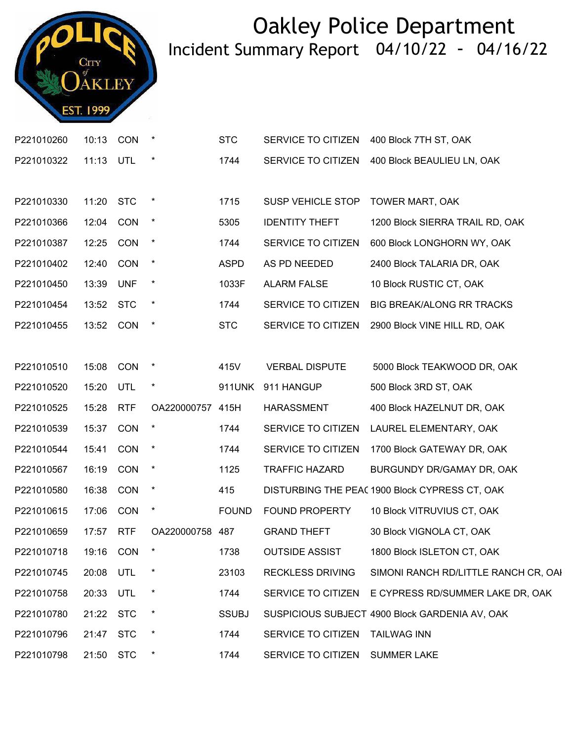# Oakley Police Department

## Incident Summary Report 04/10/22 - 04/16/22

| | | | | | | |
|---|---|---|---|---|---|---|
| P221010260 | 10:13 | CON | * | STC | SERVICE TO CITIZEN | 400 Block 7TH ST, OAK |
| P221010322 | 11:13 | UTL | * | 1744 | SERVICE TO CITIZEN | 400 Block BEAULIEU LN, OAK |
| P221010330 | 11:20 | STC | * | 1715 | SUSP VEHICLE STOP | TOWER MART, OAK |
| P221010366 | 12:04 | CON | * | 5305 | IDENTITY THEFT | 1200 Block SIERRA TRAIL RD, OAK |
| P221010387 | 12:25 | CON | * | 1744 | SERVICE TO CITIZEN | 600 Block LONGHORN WY, OAK |
| P221010402 | 12:40 | CON | * | ASPD | AS PD NEEDED | 2400 Block TALARIA DR, OAK |
| P221010450 | 13:39 | UNF | * | 1033F | ALARM FALSE | 10 Block RUSTIC CT, OAK |
| P221010454 | 13:52 | STC | * | 1744 | SERVICE TO CITIZEN | BIG BREAK/ALONG RR TRACKS |
| P221010455 | 13:52 | CON | * | STC | SERVICE TO CITIZEN | 2900 Block VINE HILL RD, OAK |
| P221010510 | 15:08 | CON | * | 415V | VERBAL DISPUTE | 5000 Block TEAKWOOD DR, OAK |
| P221010520 | 15:20 | UTL | * | 911UNK | 911 HANGUP | 500 Block 3RD ST, OAK |
| P221010525 | 15:28 | RTF | OA220000757 | 415H | HARASSMENT | 400 Block HAZELNUT DR, OAK |
| P221010539 | 15:37 | CON | * | 1744 | SERVICE TO CITIZEN | LAUREL ELEMENTARY, OAK |
| P221010544 | 15:41 | CON | * | 1744 | SERVICE TO CITIZEN | 1700 Block GATEWAY DR, OAK |
| P221010567 | 16:19 | CON | * | 1125 | TRAFFIC HAZARD | BURGUNDY DR/GAMAY DR, OAK |
| P221010580 | 16:38 | CON | * | 415 | DISTURBING THE PEAC | 1900 Block CYPRESS CT, OAK |
| P221010615 | 17:06 | CON | * | FOUND | FOUND PROPERTY | 10 Block VITRUVIUS CT, OAK |
| P221010659 | 17:57 | RTF | OA220000758 | 487 | GRAND THEFT | 30 Block VIGNOLA CT, OAK |
| P221010718 | 19:16 | CON | * | 1738 | OUTSIDE ASSIST | 1800 Block ISLETON CT, OAK |
| P221010745 | 20:08 | UTL | * | 23103 | RECKLESS DRIVING | SIMONI RANCH RD/LITTLE RANCH CR, OAI |
| P221010758 | 20:33 | UTL | * | 1744 | SERVICE TO CITIZEN | E CYPRESS RD/SUMMER LAKE DR, OAK |
| P221010780 | 21:22 | STC | * | SSUBJ | SUSPICIOUS SUBJECT | 4900 Block GARDENIA AV, OAK |
| P221010796 | 21:47 | STC | * | 1744 | SERVICE TO CITIZEN | TAILWAG INN |
| P221010798 | 21:50 | STC | * | 1744 | SERVICE TO CITIZEN | SUMMER LAKE |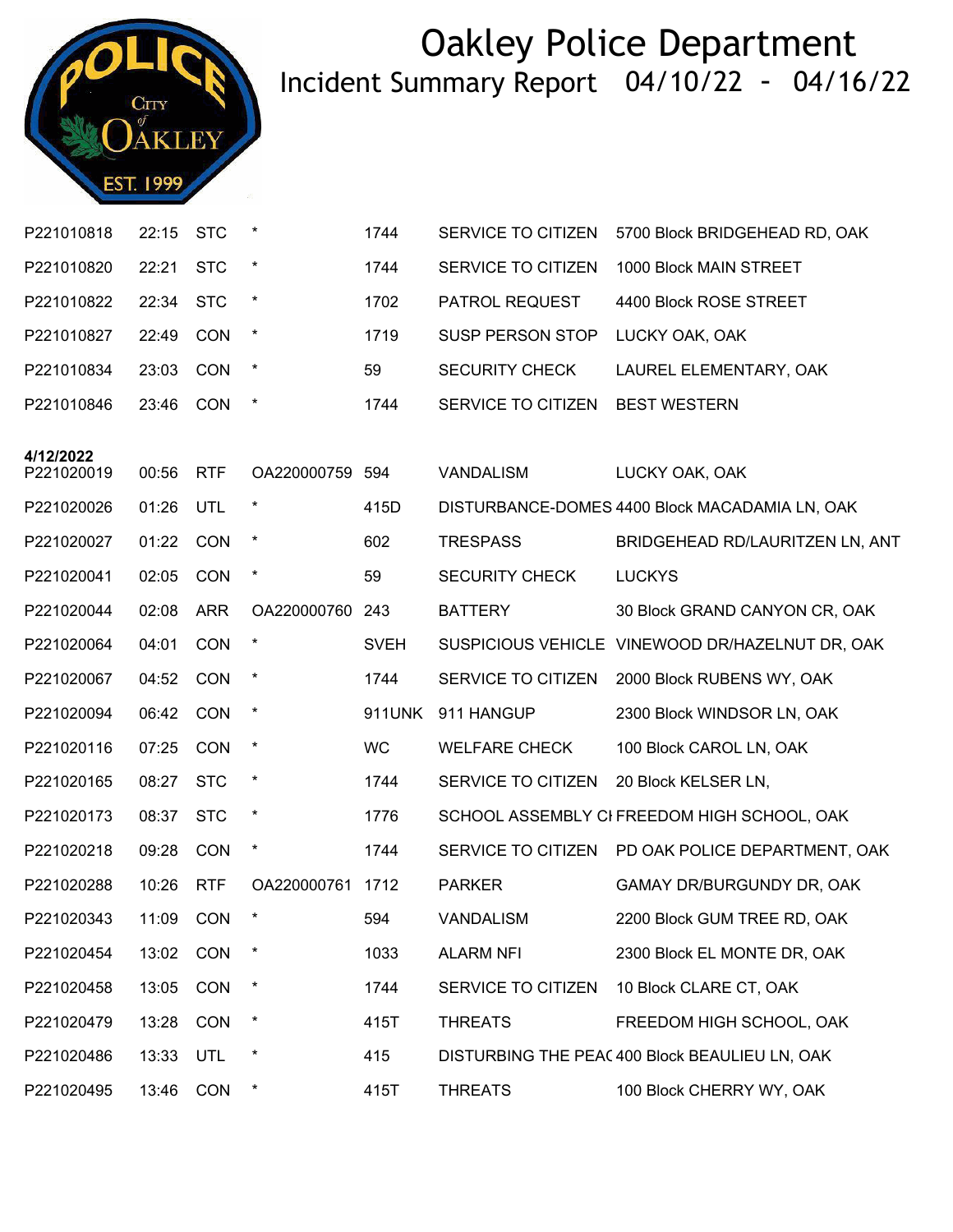# Oakley Police Department

## Incident Summary Report 04/10/22 - 04/16/22

| | | | | | | |
|---|---|---|---|---|---|---|
| P221010818 | 22:15 | STC | * | 1744 | SERVICE TO CITIZEN | 5700 Block BRIDGEHEAD RD, OAK |
| P221010820 | 22:21 | STC | * | 1744 | SERVICE TO CITIZEN | 1000 Block MAIN STREET |
| P221010822 | 22:34 | STC | * | 1702 | PATROL REQUEST | 4400 Block ROSE STREET |
| P221010827 | 22:49 | CON | * | 1719 | SUSP PERSON STOP | LUCKY OAK, OAK |
| P221010834 | 23:03 | CON | * | 59 | SECURITY CHECK | LAUREL ELEMENTARY, OAK |
| P221010846 | 23:46 | CON | * | 1744 | SERVICE TO CITIZEN | BEST WESTERN |
| **4/12/2022** | | | | | | |
| P221020019 | 00:56 | RTF | OA220000759 | 594 | VANDALISM | LUCKY OAK, OAK |
| P221020026 | 01:26 | UTL | * | 415D | DISTURBANCE-DOMES | 4400 Block MACADAMIA LN, OAK |
| P221020027 | 01:22 | CON | * | 602 | TRESPASS | BRIDGEHEAD RD/LAURITZEN LN, ANT |
| P221020041 | 02:05 | CON | * | 59 | SECURITY CHECK | LUCKYS |
| P221020044 | 02:08 | ARR | OA220000760 | 243 | BATTERY | 30 Block GRAND CANYON CR, OAK |
| P221020064 | 04:01 | CON | * | SVEH | SUSPICIOUS VEHICLE | VINEWOOD DR/HAZELNUT DR, OAK |
| P221020067 | 04:52 | CON | * | 1744 | SERVICE TO CITIZEN | 2000 Block RUBENS WY, OAK |
| P221020094 | 06:42 | CON | * | 911UNK | 911 HANGUP | 2300 Block WINDSOR LN, OAK |
| P221020116 | 07:25 | CON | * | WC | WELFARE CHECK | 100 Block CAROL LN, OAK |
| P221020165 | 08:27 | STC | * | 1744 | SERVICE TO CITIZEN | 20 Block KELSER LN, |
| P221020173 | 08:37 | STC | * | 1776 | SCHOOL ASSEMBLY CI | FREEDOM HIGH SCHOOL, OAK |
| P221020218 | 09:28 | CON | * | 1744 | SERVICE TO CITIZEN | PD OAK POLICE DEPARTMENT, OAK |
| P221020288 | 10:26 | RTF | OA220000761 | 1712 | PARKER | GAMAY DR/BURGUNDY DR, OAK |
| P221020343 | 11:09 | CON | * | 594 | VANDALISM | 2200 Block GUM TREE RD, OAK |
| P221020454 | 13:02 | CON | * | 1033 | ALARM NFI | 2300 Block EL MONTE DR, OAK |
| P221020458 | 13:05 | CON | * | 1744 | SERVICE TO CITIZEN | 10 Block CLARE CT, OAK |
| P221020479 | 13:28 | CON | * | 415T | THREATS | FREEDOM HIGH SCHOOL, OAK |
| P221020486 | 13:33 | UTL | * | 415 | DISTURBING THE PEAC | 400 Block BEAULIEU LN, OAK |
| P221020495 | 13:46 | CON | * | 415T | THREATS | 100 Block CHERRY WY, OAK |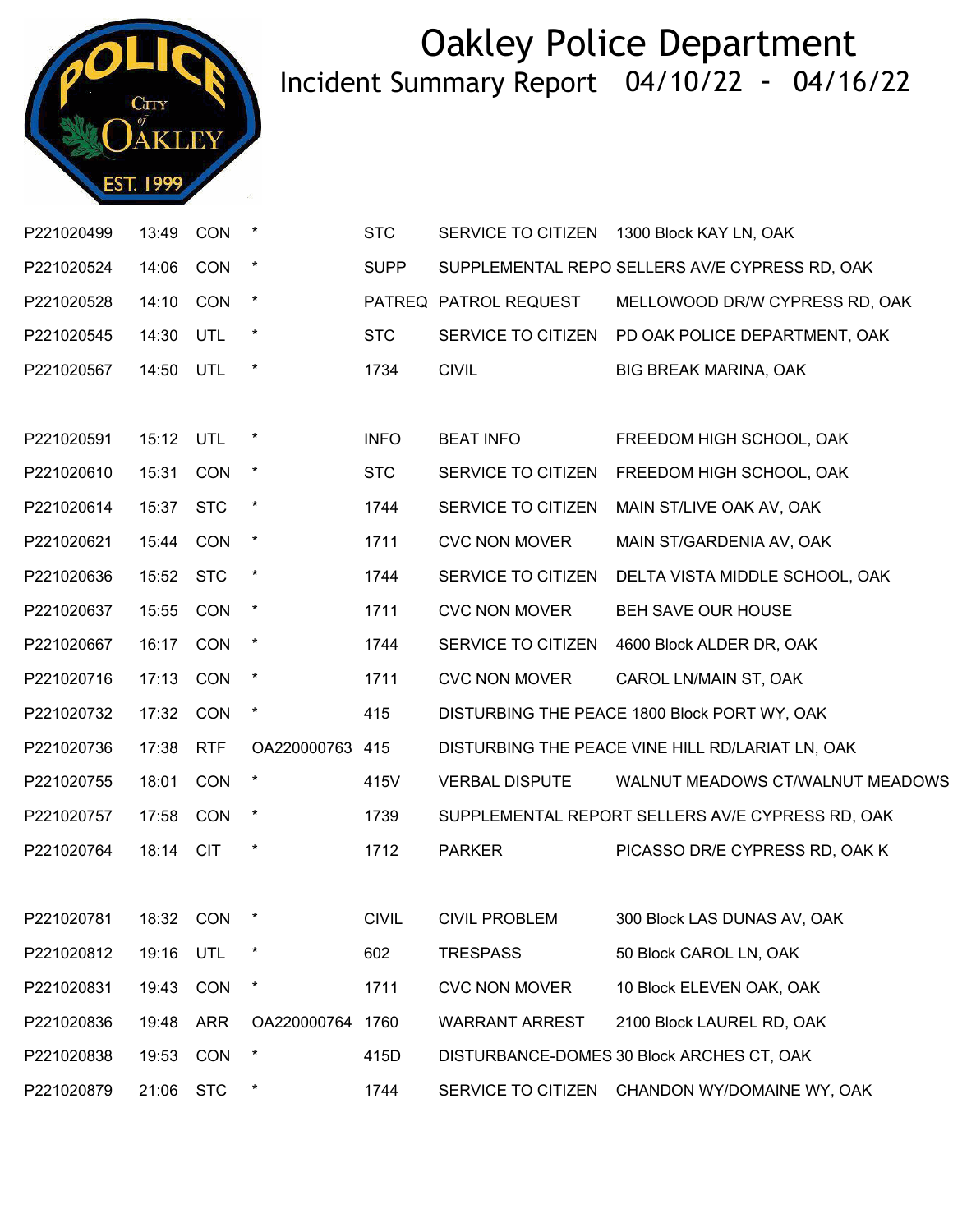# Oakley Police Department

## Incident Summary Report 04/10/22 - 04/16/22

| | | | | | | |
|---|---|---|---|---|---|---|
| P221020499 | 13:49 | CON | * | STC | SERVICE TO CITIZEN | 1300 Block KAY LN, OAK |
| P221020524 | 14:06 | CON | * | SUPP | SUPPLEMENTAL REPO | SELLERS AV/E CYPRESS RD, OAK |
| P221020528 | 14:10 | CON | * | PATREQ | PATROL REQUEST | MELLOWOOD DR/W CYPRESS RD, OAK |
| P221020545 | 14:30 | UTL | * | STC | SERVICE TO CITIZEN | PD OAK POLICE DEPARTMENT, OAK |
| P221020567 | 14:50 | UTL | * | 1734 | CIVIL | BIG BREAK MARINA, OAK |
| P221020591 | 15:12 | UTL | * | INFO | BEAT INFO | FREEDOM HIGH SCHOOL, OAK |
| P221020610 | 15:31 | CON | * | STC | SERVICE TO CITIZEN | FREEDOM HIGH SCHOOL, OAK |
| P221020614 | 15:37 | STC | * | 1744 | SERVICE TO CITIZEN | MAIN ST/LIVE OAK AV, OAK |
| P221020621 | 15:44 | CON | * | 1711 | CVC NON MOVER | MAIN ST/GARDENIA AV, OAK |
| P221020636 | 15:52 | STC | * | 1744 | SERVICE TO CITIZEN | DELTA VISTA MIDDLE SCHOOL, OAK |
| P221020637 | 15:55 | CON | * | 1711 | CVC NON MOVER | BEH SAVE OUR HOUSE |
| P221020667 | 16:17 | CON | * | 1744 | SERVICE TO CITIZEN | 4600 Block ALDER DR, OAK |
| P221020716 | 17:13 | CON | * | 1711 | CVC NON MOVER | CAROL LN/MAIN ST, OAK |
| P221020732 | 17:32 | CON | * | 415 | DISTURBING THE PEACE | 1800 Block PORT WY, OAK |
| P221020736 | 17:38 | RTF | OA220000763 | 415 | DISTURBING THE PEACE | VINE HILL RD/LARIAT LN, OAK |
| P221020755 | 18:01 | CON | * | 415V | VERBAL DISPUTE | WALNUT MEADOWS CT/WALNUT MEADOWS |
| P221020757 | 17:58 | CON | * | 1739 | SUPPLEMENTAL REPORT | SELLERS AV/E CYPRESS RD, OAK |
| P221020764 | 18:14 | CIT | * | 1712 | PARKER | PICASSO DR/E CYPRESS RD, OAK K |
| P221020781 | 18:32 | CON | * | CIVIL | CIVIL PROBLEM | 300 Block LAS DUNAS AV, OAK |
| P221020812 | 19:16 | UTL | * | 602 | TRESPASS | 50 Block CAROL LN, OAK |
| P221020831 | 19:43 | CON | * | 1711 | CVC NON MOVER | 10 Block ELEVEN OAK, OAK |
| P221020836 | 19:48 | ARR | OA220000764 | 1760 | WARRANT ARREST | 2100 Block LAUREL RD, OAK |
| P221020838 | 19:53 | CON | * | 415D | DISTURBANCE-DOMES | 30 Block ARCHES CT, OAK |
| P221020879 | 21:06 | STC | * | 1744 | SERVICE TO CITIZEN | CHANDON WY/DOMAINE WY, OAK |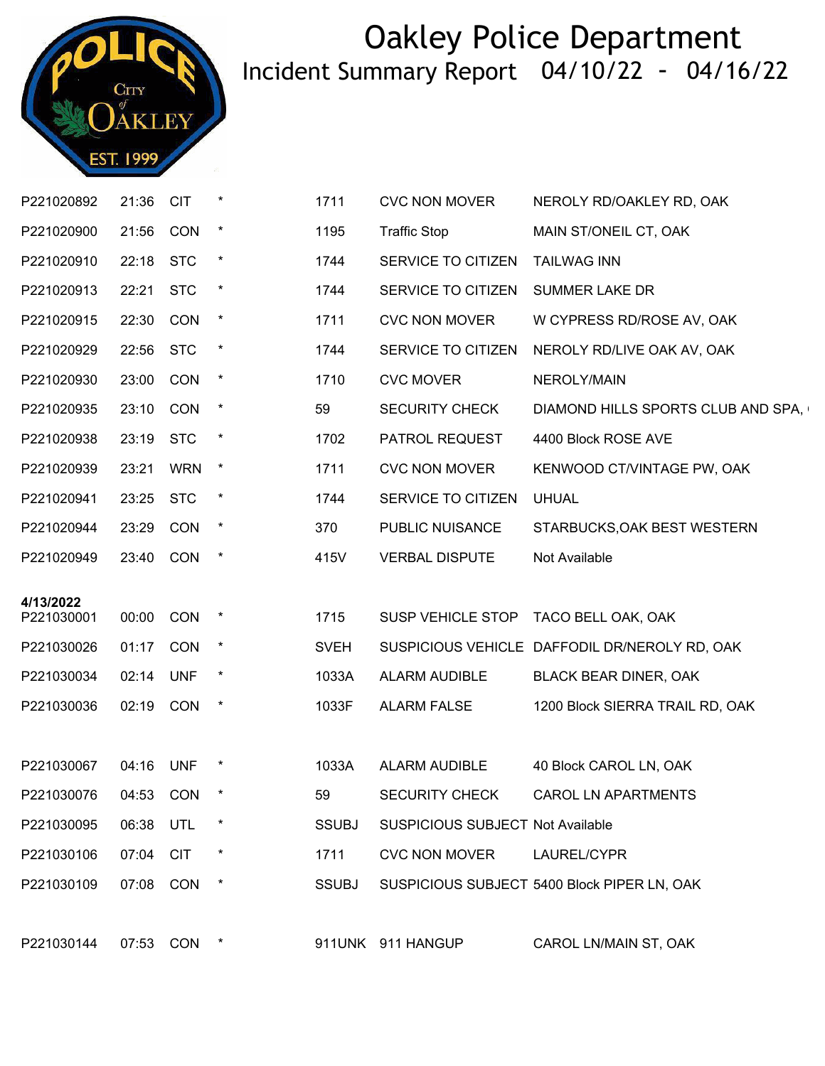# Oakley Police Department

## Incident Summary Report 04/10/22 - 04/16/22

| | | | | | | |
|---|---|---|---|---|---|---|
| P221020892 | 21:36 | CIT | * | 1711 | CVC NON MOVER | NEROLY RD/OAKLEY RD, OAK |
| P221020900 | 21:56 | CON | * | 1195 | Traffic Stop | MAIN ST/ONEIL CT, OAK |
| P221020910 | 22:18 | STC | * | 1744 | SERVICE TO CITIZEN | TAILWAG INN |
| P221020913 | 22:21 | STC | * | 1744 | SERVICE TO CITIZEN | SUMMER LAKE DR |
| P221020915 | 22:30 | CON | * | 1711 | CVC NON MOVER | W CYPRESS RD/ROSE AV, OAK |
| P221020929 | 22:56 | STC | * | 1744 | SERVICE TO CITIZEN | NEROLY RD/LIVE OAK AV, OAK |
| P221020930 | 23:00 | CON | * | 1710 | CVC MOVER | NEROLY/MAIN |
| P221020935 | 23:10 | CON | * | 59 | SECURITY CHECK | DIAMOND HILLS SPORTS CLUB AND SPA, |
| P221020938 | 23:19 | STC | * | 1702 | PATROL REQUEST | 4400 Block ROSE AVE |
| P221020939 | 23:21 | WRN | * | 1711 | CVC NON MOVER | KENWOOD CT/VINTAGE PW, OAK |
| P221020941 | 23:25 | STC | * | 1744 | SERVICE TO CITIZEN | UHUAL |
| P221020944 | 23:29 | CON | * | 370 | PUBLIC NUISANCE | STARBUCKS,OAK BEST WESTERN |
| P221020949 | 23:40 | CON | * | 415V | VERBAL DISPUTE | Not Available |
| **4/13/2022** | | | | | | |
| P221030001 | 00:00 | CON | * | 1715 | SUSP VEHICLE STOP | TACO BELL OAK, OAK |
| P221030026 | 01:17 | CON | * | SVEH | SUSPICIOUS VEHICLE | DAFFODIL DR/NEROLY RD, OAK |
| P221030034 | 02:14 | UNF | * | 1033A | ALARM AUDIBLE | BLACK BEAR DINER, OAK |
| P221030036 | 02:19 | CON | * | 1033F | ALARM FALSE | 1200 Block SIERRA TRAIL RD, OAK |
| P221030067 | 04:16 | UNF | * | 1033A | ALARM AUDIBLE | 40 Block CAROL LN, OAK |
| P221030076 | 04:53 | CON | * | 59 | SECURITY CHECK | CAROL LN APARTMENTS |
| P221030095 | 06:38 | UTL | * | SSUBJ | SUSPICIOUS SUBJECT | Not Available |
| P221030106 | 07:04 | CIT | * | 1711 | CVC NON MOVER | LAUREL/CYPR |
| P221030109 | 07:08 | CON | * | SSUBJ | SUSPICIOUS SUBJECT | 5400 Block PIPER LN, OAK |
| P221030144 | 07:53 | CON | * | 911UNK | 911 HANGUP | CAROL LN/MAIN ST, OAK |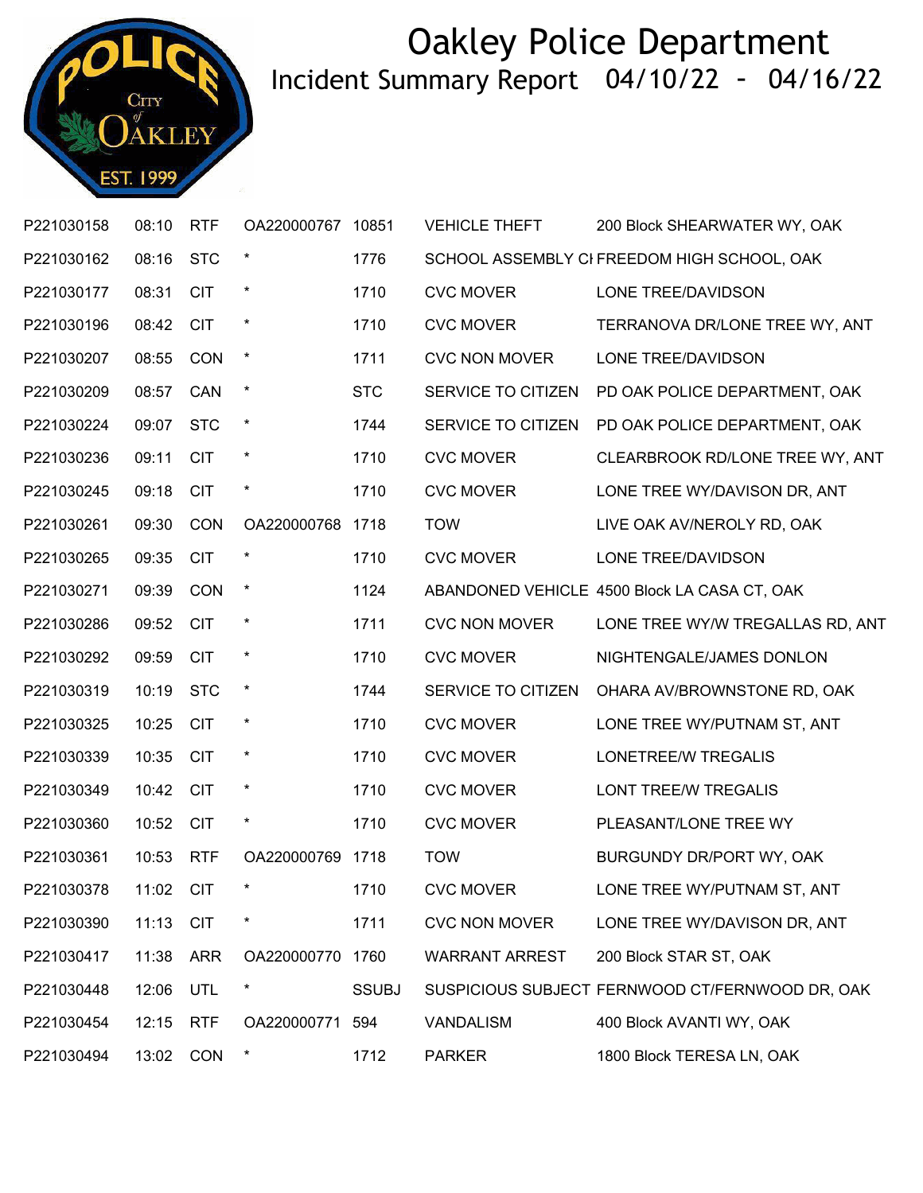# Oakley Police Department

## Incident Summary Report 04/10/22 - 04/16/22

| | | | | | | |
|---|---|---|---|---|---|---|
| P221030158 | 08:10 | RTF | OA220000767 | 10851 | VEHICLE THEFT | 200 Block SHEARWATER WY, OAK |
| P221030162 | 08:16 | STC | * | 1776 | SCHOOL ASSEMBLY CI | FREEDOM HIGH SCHOOL, OAK |
| P221030177 | 08:31 | CIT | * | 1710 | CVC MOVER | LONE TREE/DAVIDSON |
| P221030196 | 08:42 | CIT | * | 1710 | CVC MOVER | TERRANOVA DR/LONE TREE WY, ANT |
| P221030207 | 08:55 | CON | * | 1711 | CVC NON MOVER | LONE TREE/DAVIDSON |
| P221030209 | 08:57 | CAN | * | STC | SERVICE TO CITIZEN | PD OAK POLICE DEPARTMENT, OAK |
| P221030224 | 09:07 | STC | * | 1744 | SERVICE TO CITIZEN | PD OAK POLICE DEPARTMENT, OAK |
| P221030236 | 09:11 | CIT | * | 1710 | CVC MOVER | CLEARBROOK RD/LONE TREE WY, ANT |
| P221030245 | 09:18 | CIT | * | 1710 | CVC MOVER | LONE TREE WY/DAVISON DR, ANT |
| P221030261 | 09:30 | CON | OA220000768 | 1718 | TOW | LIVE OAK AV/NEROLY RD, OAK |
| P221030265 | 09:35 | CIT | * | 1710 | CVC MOVER | LONE TREE/DAVIDSON |
| P221030271 | 09:39 | CON | * | 1124 | ABANDONED VEHICLE | 4500 Block LA CASA CT, OAK |
| P221030286 | 09:52 | CIT | * | 1711 | CVC NON MOVER | LONE TREE WY/W TREGALLAS RD, ANT |
| P221030292 | 09:59 | CIT | * | 1710 | CVC MOVER | NIGHTENGALE/JAMES DONLON |
| P221030319 | 10:19 | STC | * | 1744 | SERVICE TO CITIZEN | OHARA AV/BROWNSTONE RD, OAK |
| P221030325 | 10:25 | CIT | * | 1710 | CVC MOVER | LONE TREE WY/PUTNAM ST, ANT |
| P221030339 | 10:35 | CIT | * | 1710 | CVC MOVER | LONETREE/W TREGALIS |
| P221030349 | 10:42 | CIT | * | 1710 | CVC MOVER | LONT TREE/W TREGALIS |
| P221030360 | 10:52 | CIT | * | 1710 | CVC MOVER | PLEASANT/LONE TREE WY |
| P221030361 | 10:53 | RTF | OA220000769 | 1718 | TOW | BURGUNDY DR/PORT WY, OAK |
| P221030378 | 11:02 | CIT | * | 1710 | CVC MOVER | LONE TREE WY/PUTNAM ST, ANT |
| P221030390 | 11:13 | CIT | * | 1711 | CVC NON MOVER | LONE TREE WY/DAVISON DR, ANT |
| P221030417 | 11:38 | ARR | OA220000770 | 1760 | WARRANT ARREST | 200 Block STAR ST, OAK |
| P221030448 | 12:06 | UTL | * | SSUBJ | SUSPICIOUS SUBJECT | FERNWOOD CT/FERNWOOD DR, OAK |
| P221030454 | 12:15 | RTF | OA220000771 | 594 | VANDALISM | 400 Block AVANTI WY, OAK |
| P221030494 | 13:02 | CON | * | 1712 | PARKER | 1800 Block TERESA LN, OAK |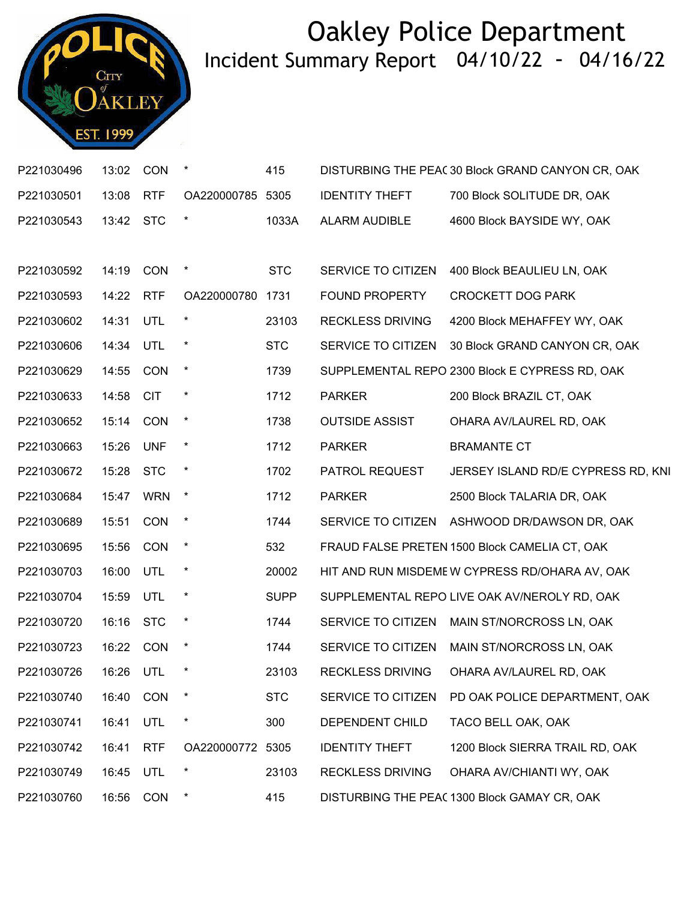# Oakley Police Department

## Incident Summary Report 04/10/22 - 04/16/22

| | | | | | | |
|---|---|---|---|---|---|---|
| P221030496 | 13:02 | CON | * | 415 | DISTURBING THE PEAC | 30 Block GRAND CANYON CR, OAK |
| P221030501 | 13:08 | RTF | OA220000785 | 5305 | IDENTITY THEFT | 700 Block SOLITUDE DR, OAK |
| P221030543 | 13:42 | STC | * | 1033A | ALARM AUDIBLE | 4600 Block BAYSIDE WY, OAK |
| P221030592 | 14:19 | CON | * | STC | SERVICE TO CITIZEN | 400 Block BEAULIEU LN, OAK |
| P221030593 | 14:22 | RTF | OA220000780 | 1731 | FOUND PROPERTY | CROCKETT DOG PARK |
| P221030602 | 14:31 | UTL | * | 23103 | RECKLESS DRIVING | 4200 Block MEHAFFEY WY, OAK |
| P221030606 | 14:34 | UTL | * | STC | SERVICE TO CITIZEN | 30 Block GRAND CANYON CR, OAK |
| P221030629 | 14:55 | CON | * | 1739 | SUPPLEMENTAL REPO | 2300 Block E CYPRESS RD, OAK |
| P221030633 | 14:58 | CIT | * | 1712 | PARKER | 200 Block BRAZIL CT, OAK |
| P221030652 | 15:14 | CON | * | 1738 | OUTSIDE ASSIST | OHARA AV/LAUREL RD, OAK |
| P221030663 | 15:26 | UNF | * | 1712 | PARKER | BRAMANTE CT |
| P221030672 | 15:28 | STC | * | 1702 | PATROL REQUEST | JERSEY ISLAND RD/E CYPRESS RD, KNI |
| P221030684 | 15:47 | WRN | * | 1712 | PARKER | 2500 Block TALARIA DR, OAK |
| P221030689 | 15:51 | CON | * | 1744 | SERVICE TO CITIZEN | ASHWOOD DR/DAWSON DR, OAK |
| P221030695 | 15:56 | CON | * | 532 | FRAUD FALSE PRETEN | 1500 Block CAMELIA CT, OAK |
| P221030703 | 16:00 | UTL | * | 20002 | HIT AND RUN MISDEME | W CYPRESS RD/OHARA AV, OAK |
| P221030704 | 15:59 | UTL | * | SUPP | SUPPLEMENTAL REPO | LIVE OAK AV/NEROLY RD, OAK |
| P221030720 | 16:16 | STC | * | 1744 | SERVICE TO CITIZEN | MAIN ST/NORCROSS LN, OAK |
| P221030723 | 16:22 | CON | * | 1744 | SERVICE TO CITIZEN | MAIN ST/NORCROSS LN, OAK |
| P221030726 | 16:26 | UTL | * | 23103 | RECKLESS DRIVING | OHARA AV/LAUREL RD, OAK |
| P221030740 | 16:40 | CON | * | STC | SERVICE TO CITIZEN | PD OAK POLICE DEPARTMENT, OAK |
| P221030741 | 16:41 | UTL | * | 300 | DEPENDENT CHILD | TACO BELL OAK, OAK |
| P221030742 | 16:41 | RTF | OA220000772 | 5305 | IDENTITY THEFT | 1200 Block SIERRA TRAIL RD, OAK |
| P221030749 | 16:45 | UTL | * | 23103 | RECKLESS DRIVING | OHARA AV/CHIANTI WY, OAK |
| P221030760 | 16:56 | CON | * | 415 | DISTURBING THE PEAC | 1300 Block GAMAY CR, OAK |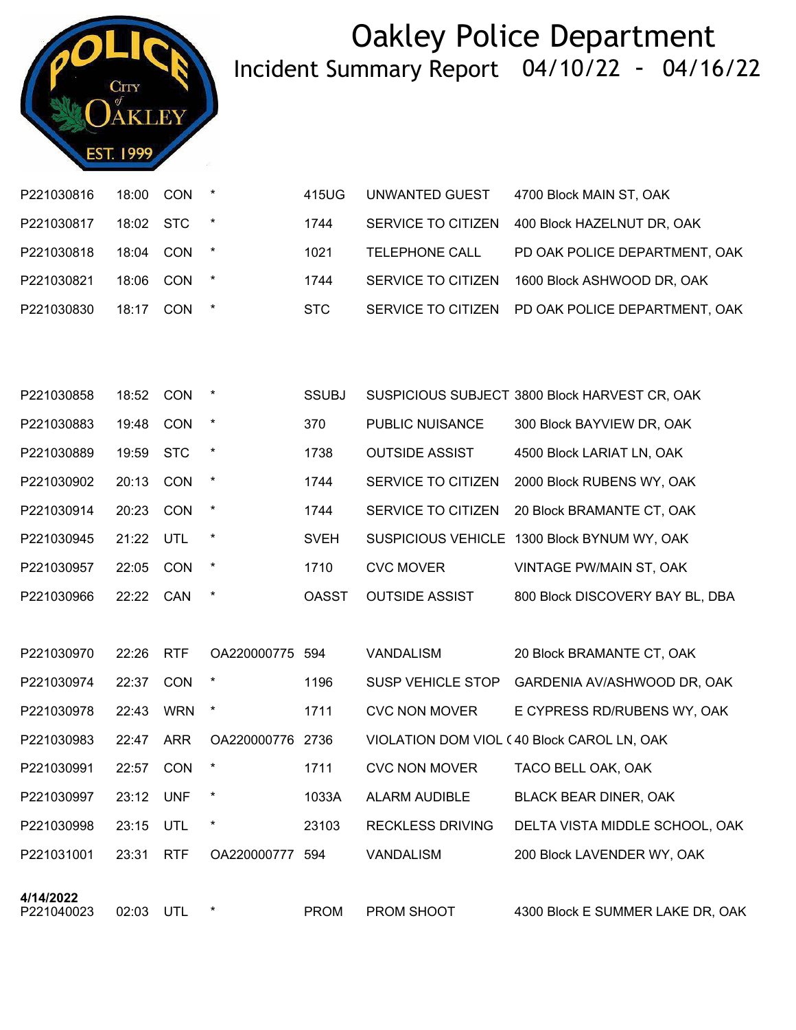# Oakley Police Department

## Incident Summary Report 04/10/22 - 04/16/22

| | | | | | | |
|---|---|---|---|---|---|---|
| P221030816 | 18:00 | CON | * | 415UG | UNWANTED GUEST | 4700 Block MAIN ST, OAK |
| P221030817 | 18:02 | STC | * | 1744 | SERVICE TO CITIZEN | 400 Block HAZELNUT DR, OAK |
| P221030818 | 18:04 | CON | * | 1021 | TELEPHONE CALL | PD OAK POLICE DEPARTMENT, OAK |
| P221030821 | 18:06 | CON | * | 1744 | SERVICE TO CITIZEN | 1600 Block ASHWOOD DR, OAK |
| P221030830 | 18:17 | CON | * | STC | SERVICE TO CITIZEN | PD OAK POLICE DEPARTMENT, OAK |
| P221030858 | 18:52 | CON | * | SSUBJ | SUSPICIOUS SUBJECT | 3800 Block HARVEST CR, OAK |
| P221030883 | 19:48 | CON | * | 370 | PUBLIC NUISANCE | 300 Block BAYVIEW DR, OAK |
| P221030889 | 19:59 | STC | * | 1738 | OUTSIDE ASSIST | 4500 Block LARIAT LN, OAK |
| P221030902 | 20:13 | CON | * | 1744 | SERVICE TO CITIZEN | 2000 Block RUBENS WY, OAK |
| P221030914 | 20:23 | CON | * | 1744 | SERVICE TO CITIZEN | 20 Block BRAMANTE CT, OAK |
| P221030945 | 21:22 | UTL | * | SVEH | SUSPICIOUS VEHICLE | 1300 Block BYNUM WY, OAK |
| P221030957 | 22:05 | CON | * | 1710 | CVC MOVER | VINTAGE PW/MAIN ST, OAK |
| P221030966 | 22:22 | CAN | * | OASST | OUTSIDE ASSIST | 800 Block DISCOVERY BAY BL, DBA |
| P221030970 | 22:26 | RTF | OA220000775 | 594 | VANDALISM | 20 Block BRAMANTE CT, OAK |
| P221030974 | 22:37 | CON | * | 1196 | SUSP VEHICLE STOP | GARDENIA AV/ASHWOOD DR, OAK |
| P221030978 | 22:43 | WRN | * | 1711 | CVC NON MOVER | E CYPRESS RD/RUBENS WY, OAK |
| P221030983 | 22:47 | ARR | OA220000776 | 2736 | VIOLATION DOM VIOL ( | 40 Block CAROL LN, OAK |
| P221030991 | 22:57 | CON | * | 1711 | CVC NON MOVER | TACO BELL OAK, OAK |
| P221030997 | 23:12 | UNF | * | 1033A | ALARM AUDIBLE | BLACK BEAR DINER, OAK |
| P221030998 | 23:15 | UTL | * | 23103 | RECKLESS DRIVING | DELTA VISTA MIDDLE SCHOOL, OAK |
| P221031001 | 23:31 | RTF | OA220000777 | 594 | VANDALISM | 200 Block LAVENDER WY, OAK |

**4/14/2022**

| | | | | | | |
|---|---|---|---|---|---|---|
| P221040023 | 02:03 | UTL | * | PROM | PROM SHOOT | 4300 Block E SUMMER LAKE DR, OAK |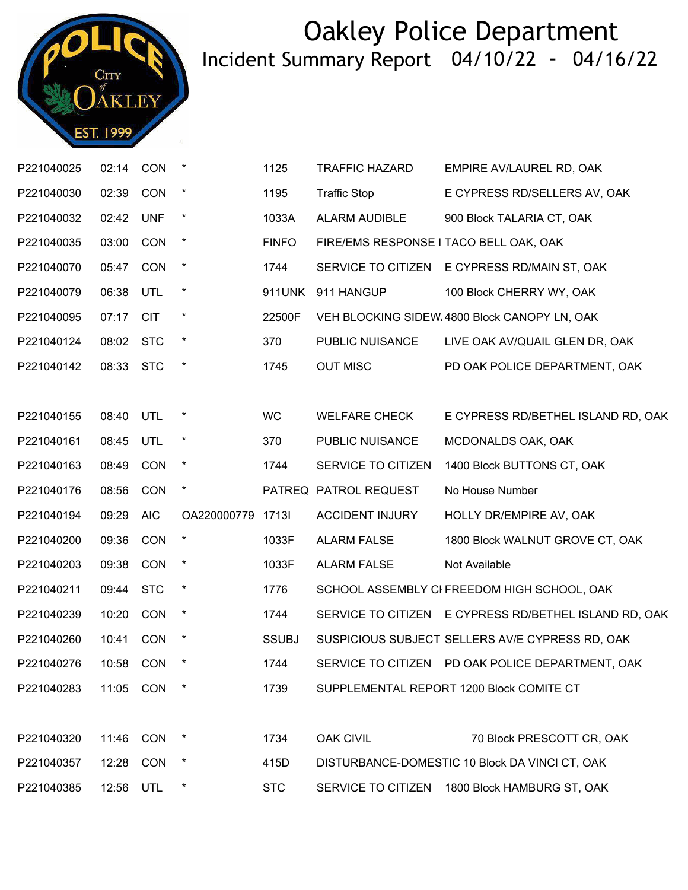# Oakley Police Department

## Incident Summary Report 04/10/22 - 04/16/22

| | | | | | | |
|---|---|---|---|---|---|---|
| P221040025 | 02:14 | CON | * | 1125 | TRAFFIC HAZARD | EMPIRE AV/LAUREL RD, OAK |
| P221040030 | 02:39 | CON | * | 1195 | Traffic Stop | E CYPRESS RD/SELLERS AV, OAK |
| P221040032 | 02:42 | UNF | * | 1033A | ALARM AUDIBLE | 900 Block TALARIA CT, OAK |
| P221040035 | 03:00 | CON | * | FINFO | FIRE/EMS RESPONSE I | TACO BELL OAK, OAK |
| P221040070 | 05:47 | CON | * | 1744 | SERVICE TO CITIZEN | E CYPRESS RD/MAIN ST, OAK |
| P221040079 | 06:38 | UTL | * | 911UNK | 911 HANGUP | 100 Block CHERRY WY, OAK |
| P221040095 | 07:17 | CIT | * | 22500F | VEH BLOCKING SIDEW. | 4800 Block CANOPY LN, OAK |
| P221040124 | 08:02 | STC | * | 370 | PUBLIC NUISANCE | LIVE OAK AV/QUAIL GLEN DR, OAK |
| P221040142 | 08:33 | STC | * | 1745 | OUT MISC | PD OAK POLICE DEPARTMENT, OAK |
| P221040155 | 08:40 | UTL | * | WC | WELFARE CHECK | E CYPRESS RD/BETHEL ISLAND RD, OAK |
| P221040161 | 08:45 | UTL | * | 370 | PUBLIC NUISANCE | MCDONALDS OAK, OAK |
| P221040163 | 08:49 | CON | * | 1744 | SERVICE TO CITIZEN | 1400 Block BUTTONS CT, OAK |
| P221040176 | 08:56 | CON | * | PATREQ | PATROL REQUEST | No House Number |
| P221040194 | 09:29 | AIC | OA220000779 | 1713I | ACCIDENT INJURY | HOLLY DR/EMPIRE AV, OAK |
| P221040200 | 09:36 | CON | * | 1033F | ALARM FALSE | 1800 Block WALNUT GROVE CT, OAK |
| P221040203 | 09:38 | CON | * | 1033F | ALARM FALSE | Not Available |
| P221040211 | 09:44 | STC | * | 1776 | SCHOOL ASSEMBLY CI | FREEDOM HIGH SCHOOL, OAK |
| P221040239 | 10:20 | CON | * | 1744 | SERVICE TO CITIZEN | E CYPRESS RD/BETHEL ISLAND RD, OAK |
| P221040260 | 10:41 | CON | * | SSUBJ | SUSPICIOUS SUBJECT | SELLERS AV/E CYPRESS RD, OAK |
| P221040276 | 10:58 | CON | * | 1744 | SERVICE TO CITIZEN | PD OAK POLICE DEPARTMENT, OAK |
| P221040283 | 11:05 | CON | * | 1739 | SUPPLEMENTAL REPORT | 1200 Block COMITE CT |
| P221040320 | 11:46 | CON | * | 1734 | OAK CIVIL | 70 Block PRESCOTT CR, OAK |
| P221040357 | 12:28 | CON | * | 415D | DISTURBANCE-DOMESTIC | 10 Block DA VINCI CT, OAK |
| P221040385 | 12:56 | UTL | * | STC | SERVICE TO CITIZEN | 1800 Block HAMBURG ST, OAK |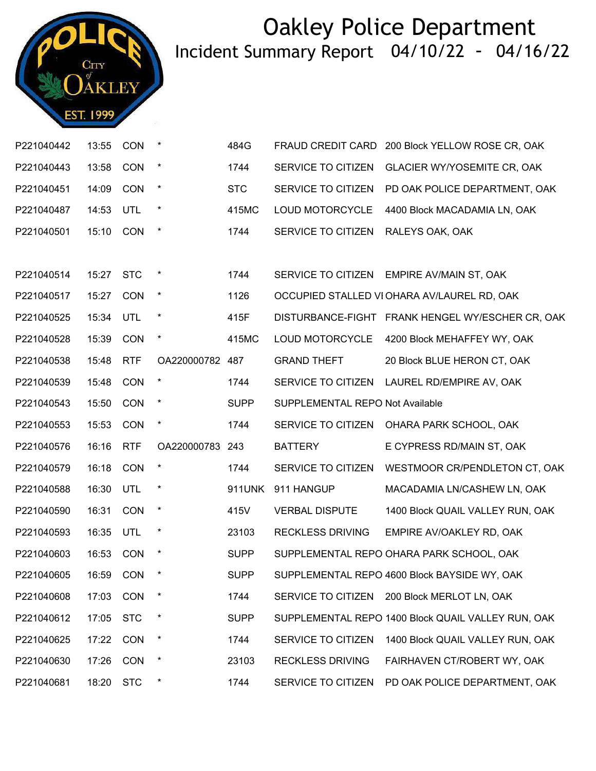# Oakley Police Department

## Incident Summary Report 04/10/22 - 04/16/22

| | | | | | | |
|---|---|---|---|---|---|---|
| P221040442 | 13:55 | CON | * | 484G | FRAUD CREDIT CARD | 200 Block YELLOW ROSE CR, OAK |
| P221040443 | 13:58 | CON | * | 1744 | SERVICE TO CITIZEN | GLACIER WY/YOSEMITE CR, OAK |
| P221040451 | 14:09 | CON | * | STC | SERVICE TO CITIZEN | PD OAK POLICE DEPARTMENT, OAK |
| P221040487 | 14:53 | UTL | * | 415MC | LOUD MOTORCYCLE | 4400 Block MACADAMIA LN, OAK |
| P221040501 | 15:10 | CON | * | 1744 | SERVICE TO CITIZEN | RALEYS OAK, OAK |
| P221040514 | 15:27 | STC | * | 1744 | SERVICE TO CITIZEN | EMPIRE AV/MAIN ST, OAK |
| P221040517 | 15:27 | CON | * | 1126 | OCCUPIED STALLED VI | OHARA AV/LAUREL RD, OAK |
| P221040525 | 15:34 | UTL | * | 415F | DISTURBANCE-FIGHT | FRANK HENGEL WY/ESCHER CR, OAK |
| P221040528 | 15:39 | CON | * | 415MC | LOUD MOTORCYCLE | 4200 Block MEHAFFEY WY, OAK |
| P221040538 | 15:48 | RTF | OA220000782 | 487 | GRAND THEFT | 20 Block BLUE HERON CT, OAK |
| P221040539 | 15:48 | CON | * | 1744 | SERVICE TO CITIZEN | LAUREL RD/EMPIRE AV, OAK |
| P221040543 | 15:50 | CON | * | SUPP | SUPPLEMENTAL REPO | Not Available |
| P221040553 | 15:53 | CON | * | 1744 | SERVICE TO CITIZEN | OHARA PARK SCHOOL, OAK |
| P221040576 | 16:16 | RTF | OA220000783 | 243 | BATTERY | E CYPRESS RD/MAIN ST, OAK |
| P221040579 | 16:18 | CON | * | 1744 | SERVICE TO CITIZEN | WESTMOOR CR/PENDLETON CT, OAK |
| P221040588 | 16:30 | UTL | * | 911UNK | 911 HANGUP | MACADAMIA LN/CASHEW LN, OAK |
| P221040590 | 16:31 | CON | * | 415V | VERBAL DISPUTE | 1400 Block QUAIL VALLEY RUN, OAK |
| P221040593 | 16:35 | UTL | * | 23103 | RECKLESS DRIVING | EMPIRE AV/OAKLEY RD, OAK |
| P221040603 | 16:53 | CON | * | SUPP | SUPPLEMENTAL REPO | OHARA PARK SCHOOL, OAK |
| P221040605 | 16:59 | CON | * | SUPP | SUPPLEMENTAL REPO | 4600 Block BAYSIDE WY, OAK |
| P221040608 | 17:03 | CON | * | 1744 | SERVICE TO CITIZEN | 200 Block MERLOT LN, OAK |
| P221040612 | 17:05 | STC | * | SUPP | SUPPLEMENTAL REPO | 1400 Block QUAIL VALLEY RUN, OAK |
| P221040625 | 17:22 | CON | * | 1744 | SERVICE TO CITIZEN | 1400 Block QUAIL VALLEY RUN, OAK |
| P221040630 | 17:26 | CON | * | 23103 | RECKLESS DRIVING | FAIRHAVEN CT/ROBERT WY, OAK |
| P221040681 | 18:20 | STC | * | 1744 | SERVICE TO CITIZEN | PD OAK POLICE DEPARTMENT, OAK |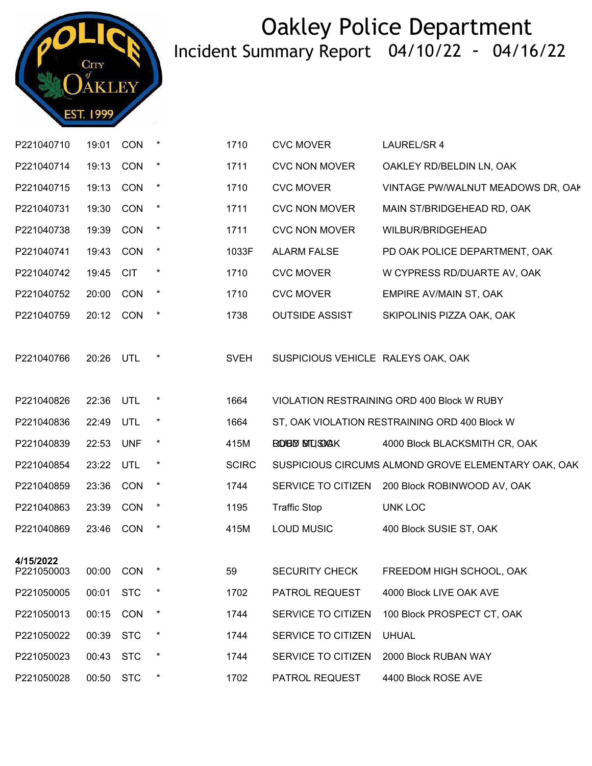# Oakley Police Department

Incident Summary Report 04/10/22 - 04/16/22

| | | | | | | |
|---|---|---|---|---|---|---|
| P221040710 | 19:01 | CON | * | 1710 | CVC MOVER | LAUREL/SR 4 |
| P221040714 | 19:13 | CON | * | 1711 | CVC NON MOVER | OAKLEY RD/BELDIN LN, OAK |
| P221040715 | 19:13 | CON | * | 1710 | CVC MOVER | VINTAGE PW/WALNUT MEADOWS DR, OAK |
| P221040731 | 19:30 | CON | * | 1711 | CVC NON MOVER | MAIN ST/BRIDGEHEAD RD, OAK |
| P221040738 | 19:39 | CON | * | 1711 | CVC NON MOVER | WILBUR/BRIDGEHEAD |
| P221040741 | 19:43 | CON | * | 1033F | ALARM FALSE | PD OAK POLICE DEPARTMENT, OAK |
| P221040742 | 19:45 | CIT | * | 1710 | CVC MOVER | W CYPRESS RD/DUARTE AV, OAK |
| P221040752 | 20:00 | CON | * | 1710 | CVC MOVER | EMPIRE AV/MAIN ST, OAK |
| P221040759 | 20:12 | CON | * | 1738 | OUTSIDE ASSIST | SKIPOLINIS PIZZA OAK, OAK |
| P221040766 | 20:26 | UTL | * | SVEH | SUSPICIOUS VEHICLE | RALEYS OAK, OAK |
| P221040826 | 22:36 | UTL | * | 1664 | VIOLATION RESTRAINING ORD | 400 Block W RUBY |
| P221040836 | 22:49 | UTL | * | 1664 | ST, OAK VIOLATION RESTRAINING ORD | 400 Block W |
| P221040839 | 22:53 | UNF | * | 415M | RUBY ST, OAK LOUD MUSIC | 4000 Block BLACKSMITH CR, OAK |
| P221040854 | 23:22 | UTL | * | SCIRC | SUSPICIOUS CIRCUMS | ALMOND GROVE ELEMENTARY OAK, OAK |
| P221040859 | 23:36 | CON | * | 1744 | SERVICE TO CITIZEN | 200 Block ROBINWOOD AV, OAK |
| P221040863 | 23:39 | CON | * | 1195 | Traffic Stop | UNK LOC |
| P221040869 | 23:46 | CON | * | 415M | LOUD MUSIC | 400 Block SUSIE ST, OAK |
| **4/15/2022** | | | | | | |
| P221050003 | 00:00 | CON | * | 59 | SECURITY CHECK | FREEDOM HIGH SCHOOL, OAK |
| P221050005 | 00:01 | STC | * | 1702 | PATROL REQUEST | 4000 Block LIVE OAK AVE |
| P221050013 | 00:15 | CON | * | 1744 | SERVICE TO CITIZEN | 100 Block PROSPECT CT, OAK |
| P221050022 | 00:39 | STC | * | 1744 | SERVICE TO CITIZEN | UHAUL |
| P221050023 | 00:43 | STC | * | 1744 | SERVICE TO CITIZEN | 2000 Block RUBAN WAY |
| P221050028 | 00:50 | STC | * | 1702 | PATROL REQUEST | 4400 Block ROSE AVE |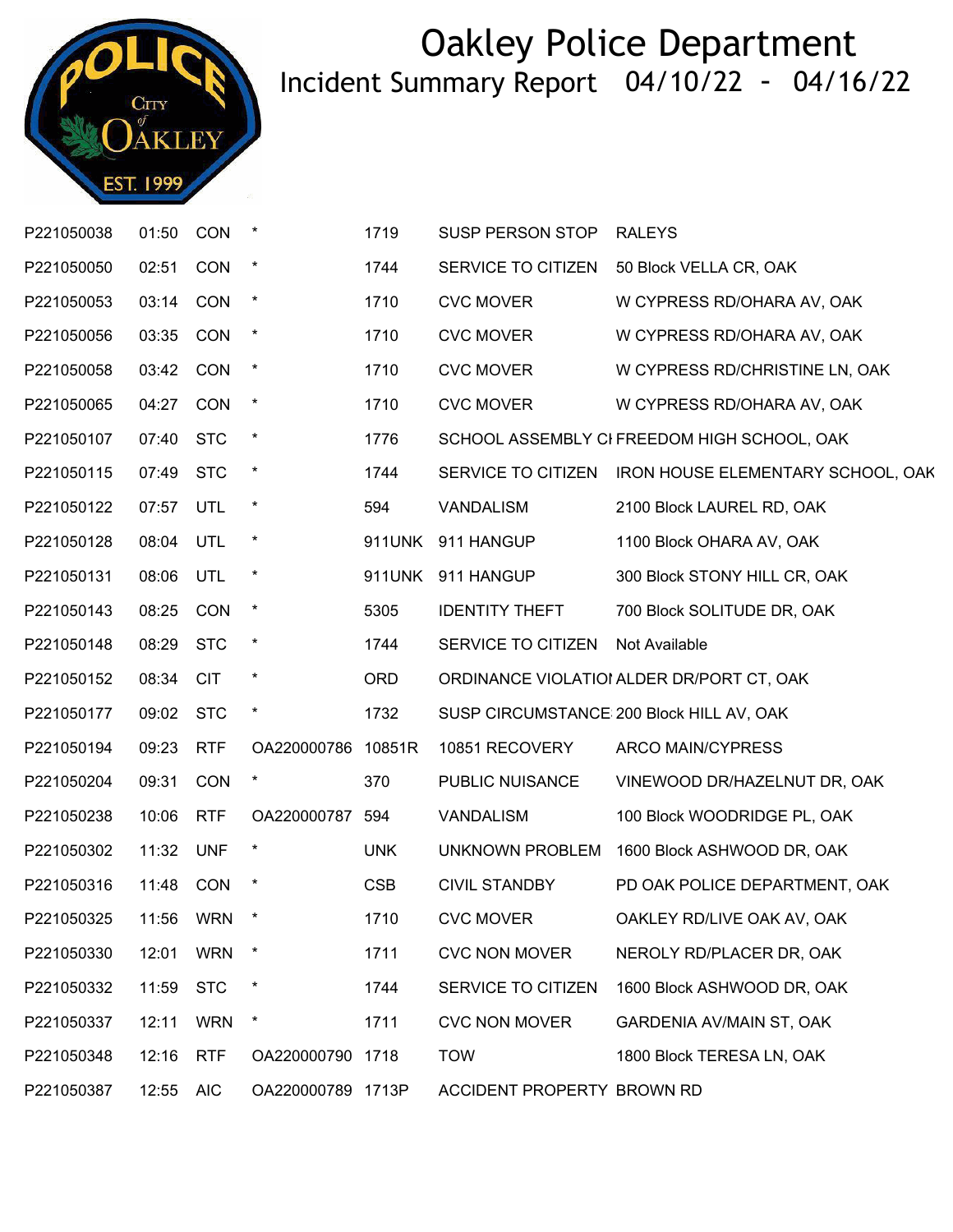# Oakley Police Department

## Incident Summary Report 04/10/22 - 04/16/22

| | | | | | | |
|---|---|---|---|---|---|---|
| P221050038 | 01:50 | CON | * | 1719 | SUSP PERSON STOP | RALEYS |
| P221050050 | 02:51 | CON | * | 1744 | SERVICE TO CITIZEN | 50 Block VELLA CR, OAK |
| P221050053 | 03:14 | CON | * | 1710 | CVC MOVER | W CYPRESS RD/OHARA AV, OAK |
| P221050056 | 03:35 | CON | * | 1710 | CVC MOVER | W CYPRESS RD/OHARA AV, OAK |
| P221050058 | 03:42 | CON | * | 1710 | CVC MOVER | W CYPRESS RD/CHRISTINE LN, OAK |
| P221050065 | 04:27 | CON | * | 1710 | CVC MOVER | W CYPRESS RD/OHARA AV, OAK |
| P221050107 | 07:40 | STC | * | 1776 | SCHOOL ASSEMBLY CI | FREEDOM HIGH SCHOOL, OAK |
| P221050115 | 07:49 | STC | * | 1744 | SERVICE TO CITIZEN | IRON HOUSE ELEMENTARY SCHOOL, OAK |
| P221050122 | 07:57 | UTL | * | 594 | VANDALISM | 2100 Block LAUREL RD, OAK |
| P221050128 | 08:04 | UTL | * | 911UNK | 911 HANGUP | 1100 Block OHARA AV, OAK |
| P221050131 | 08:06 | UTL | * | 911UNK | 911 HANGUP | 300 Block STONY HILL CR, OAK |
| P221050143 | 08:25 | CON | * | 5305 | IDENTITY THEFT | 700 Block SOLITUDE DR, OAK |
| P221050148 | 08:29 | STC | * | 1744 | SERVICE TO CITIZEN | Not Available |
| P221050152 | 08:34 | CIT | * | ORD | ORDINANCE VIOLATIOI | ALDER DR/PORT CT, OAK |
| P221050177 | 09:02 | STC | * | 1732 | SUSP CIRCUMSTANCE | 200 Block HILL AV, OAK |
| P221050194 | 09:23 | RTF | OA220000786 | 10851R | 10851 RECOVERY | ARCO MAIN/CYPRESS |
| P221050204 | 09:31 | CON | * | 370 | PUBLIC NUISANCE | VINEWOOD DR/HAZELNUT DR, OAK |
| P221050238 | 10:06 | RTF | OA220000787 | 594 | VANDALISM | 100 Block WOODRIDGE PL, OAK |
| P221050302 | 11:32 | UNF | * | UNK | UNKNOWN PROBLEM | 1600 Block ASHWOOD DR, OAK |
| P221050316 | 11:48 | CON | * | CSB | CIVIL STANDBY | PD OAK POLICE DEPARTMENT, OAK |
| P221050325 | 11:56 | WRN | * | 1710 | CVC MOVER | OAKLEY RD/LIVE OAK AV, OAK |
| P221050330 | 12:01 | WRN | * | 1711 | CVC NON MOVER | NEROLY RD/PLACER DR, OAK |
| P221050332 | 11:59 | STC | * | 1744 | SERVICE TO CITIZEN | 1600 Block ASHWOOD DR, OAK |
| P221050337 | 12:11 | WRN | * | 1711 | CVC NON MOVER | GARDENIA AV/MAIN ST, OAK |
| P221050348 | 12:16 | RTF | OA220000790 | 1718 | TOW | 1800 Block TERESA LN, OAK |
| P221050387 | 12:55 | AIC | OA220000789 | 1713P | ACCIDENT PROPERTY | BROWN RD |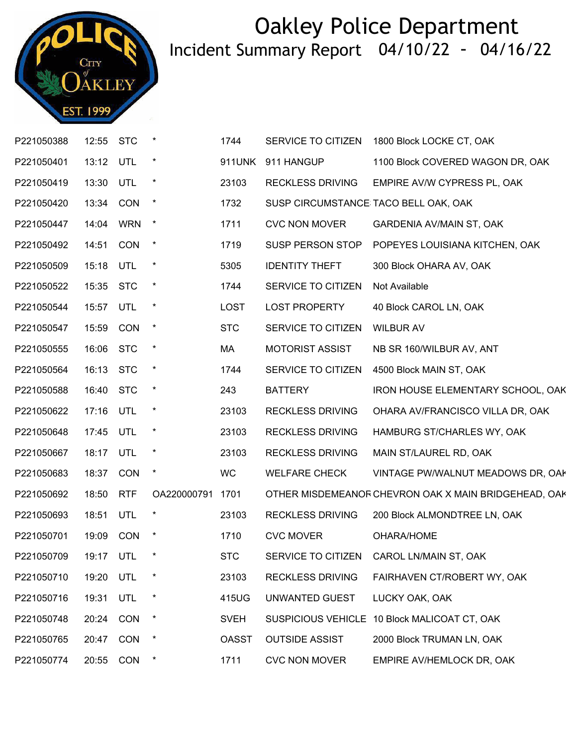# Oakley Police Department

## Incident Summary Report 04/10/22 - 04/16/22

| | | | | | | |
|---|---|---|---|---|---|---|
| P221050388 | 12:55 | STC | * | 1744 | SERVICE TO CITIZEN | 1800 Block LOCKE CT, OAK |
| P221050401 | 13:12 | UTL | * | 911UNK | 911 HANGUP | 1100 Block COVERED WAGON DR, OAK |
| P221050419 | 13:30 | UTL | * | 23103 | RECKLESS DRIVING | EMPIRE AV/W CYPRESS PL, OAK |
| P221050420 | 13:34 | CON | * | 1732 | SUSP CIRCUMSTANCE | TACO BELL OAK, OAK |
| P221050447 | 14:04 | WRN | * | 1711 | CVC NON MOVER | GARDENIA AV/MAIN ST, OAK |
| P221050492 | 14:51 | CON | * | 1719 | SUSP PERSON STOP | POPEYES LOUISIANA KITCHEN, OAK |
| P221050509 | 15:18 | UTL | * | 5305 | IDENTITY THEFT | 300 Block OHARA AV, OAK |
| P221050522 | 15:35 | STC | * | 1744 | SERVICE TO CITIZEN | Not Available |
| P221050544 | 15:57 | UTL | * | LOST | LOST PROPERTY | 40 Block CAROL LN, OAK |
| P221050547 | 15:59 | CON | * | STC | SERVICE TO CITIZEN | WILBUR AV |
| P221050555 | 16:06 | STC | * | MA | MOTORIST ASSIST | NB SR 160/WILBUR AV, ANT |
| P221050564 | 16:13 | STC | * | 1744 | SERVICE TO CITIZEN | 4500 Block MAIN ST, OAK |
| P221050588 | 16:40 | STC | * | 243 | BATTERY | IRON HOUSE ELEMENTARY SCHOOL, OAK |
| P221050622 | 17:16 | UTL | * | 23103 | RECKLESS DRIVING | OHARA AV/FRANCISCO VILLA DR, OAK |
| P221050648 | 17:45 | UTL | * | 23103 | RECKLESS DRIVING | HAMBURG ST/CHARLES WY, OAK |
| P221050667 | 18:17 | UTL | * | 23103 | RECKLESS DRIVING | MAIN ST/LAUREL RD, OAK |
| P221050683 | 18:37 | CON | * | WC | WELFARE CHECK | VINTAGE PW/WALNUT MEADOWS DR, OAK |
| P221050692 | 18:50 | RTF | OA220000791 | 1701 | OTHER MISDEMEANOR | CHEVRON OAK X MAIN BRIDGEHEAD, OAK |
| P221050693 | 18:51 | UTL | * | 23103 | RECKLESS DRIVING | 200 Block ALMONDTREE LN, OAK |
| P221050701 | 19:09 | CON | * | 1710 | CVC MOVER | OHARA/HOME |
| P221050709 | 19:17 | UTL | * | STC | SERVICE TO CITIZEN | CAROL LN/MAIN ST, OAK |
| P221050710 | 19:20 | UTL | * | 23103 | RECKLESS DRIVING | FAIRHAVEN CT/ROBERT WY, OAK |
| P221050716 | 19:31 | UTL | * | 415UG | UNWANTED GUEST | LUCKY OAK, OAK |
| P221050748 | 20:24 | CON | * | SVEH | SUSPICIOUS VEHICLE | 10 Block MALICOAT CT, OAK |
| P221050765 | 20:47 | CON | * | OASST | OUTSIDE ASSIST | 2000 Block TRUMAN LN, OAK |
| P221050774 | 20:55 | CON | * | 1711 | CVC NON MOVER | EMPIRE AV/HEMLOCK DR, OAK |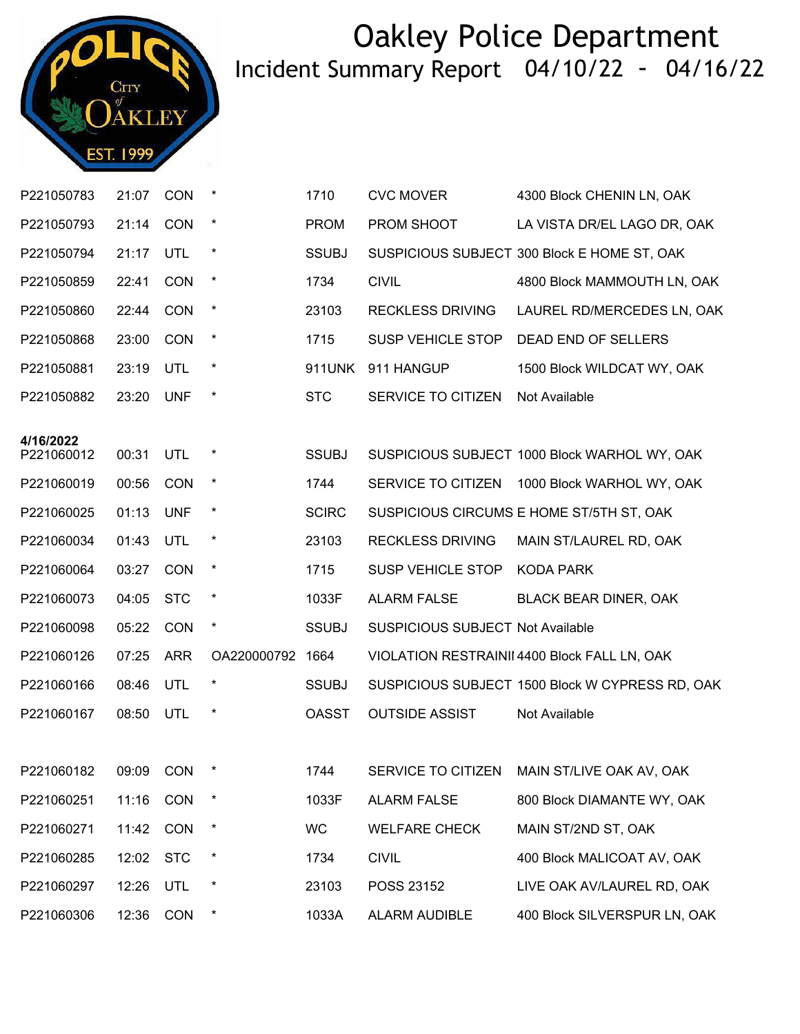# Oakley Police Department

## Incident Summary Report 04/10/22 - 04/16/22

| | | | | | | |
|---|---|---|---|---|---|---|
| P221050783 | 21:07 | CON | * | 1710 | CVC MOVER | 4300 Block CHENIN LN, OAK |
| P221050793 | 21:14 | CON | * | PROM | PROM SHOOT | LA VISTA DR/EL LAGO DR, OAK |
| P221050794 | 21:17 | UTL | * | SSUBJ | SUSPICIOUS SUBJECT | 300 Block E HOME ST, OAK |
| P221050859 | 22:41 | CON | * | 1734 | CIVIL | 4800 Block MAMMOUTH LN, OAK |
| P221050860 | 22:44 | CON | * | 23103 | RECKLESS DRIVING | LAUREL RD/MERCEDES LN, OAK |
| P221050868 | 23:00 | CON | * | 1715 | SUSP VEHICLE STOP | DEAD END OF SELLERS |
| P221050881 | 23:19 | UTL | * | 911UNK | 911 HANGUP | 1500 Block WILDCAT WY, OAK |
| P221050882 | 23:20 | UNF | * | STC | SERVICE TO CITIZEN | Not Available |
| **4/16/2022** | | | | | | |
| P221060012 | 00:31 | UTL | * | SSUBJ | SUSPICIOUS SUBJECT | 1000 Block WARHOL WY, OAK |
| P221060019 | 00:56 | CON | * | 1744 | SERVICE TO CITIZEN | 1000 Block WARHOL WY, OAK |
| P221060025 | 01:13 | UNF | * | SCIRC | SUSPICIOUS CIRCUMS | E HOME ST/5TH ST, OAK |
| P221060034 | 01:43 | UTL | * | 23103 | RECKLESS DRIVING | MAIN ST/LAUREL RD, OAK |
| P221060064 | 03:27 | CON | * | 1715 | SUSP VEHICLE STOP | KODA PARK |
| P221060073 | 04:05 | STC | * | 1033F | ALARM FALSE | BLACK BEAR DINER, OAK |
| P221060098 | 05:22 | CON | * | SSUBJ | SUSPICIOUS SUBJECT | Not Available |
| P221060126 | 07:25 | ARR | OA220000792 | 1664 | VIOLATION RESTRAINII | 4400 Block FALL LN, OAK |
| P221060166 | 08:46 | UTL | * | SSUBJ | SUSPICIOUS SUBJECT | 1500 Block W CYPRESS RD, OAK |
| P221060167 | 08:50 | UTL | * | OASST | OUTSIDE ASSIST | Not Available |
| P221060182 | 09:09 | CON | * | 1744 | SERVICE TO CITIZEN | MAIN ST/LIVE OAK AV, OAK |
| P221060251 | 11:16 | CON | * | 1033F | ALARM FALSE | 800 Block DIAMANTE WY, OAK |
| P221060271 | 11:42 | CON | * | WC | WELFARE CHECK | MAIN ST/2ND ST, OAK |
| P221060285 | 12:02 | STC | * | 1734 | CIVIL | 400 Block MALICOAT AV, OAK |
| P221060297 | 12:26 | UTL | * | 23103 | POSS 23152 | LIVE OAK AV/LAUREL RD, OAK |
| P221060306 | 12:36 | CON | * | 1033A | ALARM AUDIBLE | 400 Block SILVERSPUR LN, OAK |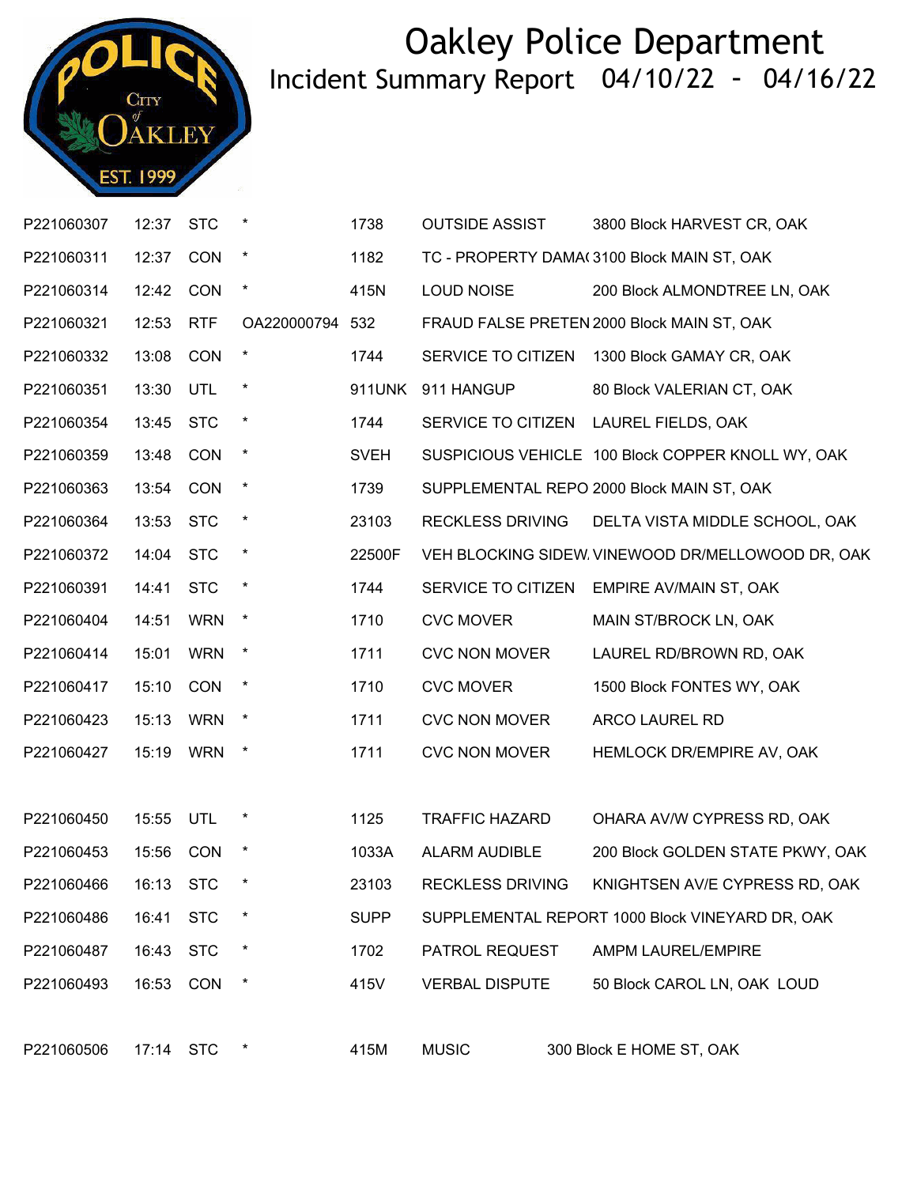# Oakley Police Department

## Incident Summary Report 04/10/22 - 04/16/22

| | | | | | | |
|---|---|---|---|---|---|---|
| P221060307 | 12:37 | STC | * | 1738 | OUTSIDE ASSIST | 3800 Block HARVEST CR, OAK |
| P221060311 | 12:37 | CON | * | 1182 | TC - PROPERTY DAMA( | 3100 Block MAIN ST, OAK |
| P221060314 | 12:42 | CON | * | 415N | LOUD NOISE | 200 Block ALMONDTREE LN, OAK |
| P221060321 | 12:53 | RTF | OA220000794 | 532 | FRAUD FALSE PRETEN | 2000 Block MAIN ST, OAK |
| P221060332 | 13:08 | CON | * | 1744 | SERVICE TO CITIZEN | 1300 Block GAMAY CR, OAK |
| P221060351 | 13:30 | UTL | * | 911UNK | 911 HANGUP | 80 Block VALERIAN CT, OAK |
| P221060354 | 13:45 | STC | * | 1744 | SERVICE TO CITIZEN | LAUREL FIELDS, OAK |
| P221060359 | 13:48 | CON | * | SVEH | SUSPICIOUS VEHICLE | 100 Block COPPER KNOLL WY, OAK |
| P221060363 | 13:54 | CON | * | 1739 | SUPPLEMENTAL REPO | 2000 Block MAIN ST, OAK |
| P221060364 | 13:53 | STC | * | 23103 | RECKLESS DRIVING | DELTA VISTA MIDDLE SCHOOL, OAK |
| P221060372 | 14:04 | STC | * | 22500F | VEH BLOCKING SIDEW | VINEWOOD DR/MELLOWOOD DR, OAK |
| P221060391 | 14:41 | STC | * | 1744 | SERVICE TO CITIZEN | EMPIRE AV/MAIN ST, OAK |
| P221060404 | 14:51 | WRN | * | 1710 | CVC MOVER | MAIN ST/BROCK LN, OAK |
| P221060414 | 15:01 | WRN | * | 1711 | CVC NON MOVER | LAUREL RD/BROWN RD, OAK |
| P221060417 | 15:10 | CON | * | 1710 | CVC MOVER | 1500 Block FONTES WY, OAK |
| P221060423 | 15:13 | WRN | * | 1711 | CVC NON MOVER | ARCO LAUREL RD |
| P221060427 | 15:19 | WRN | * | 1711 | CVC NON MOVER | HEMLOCK DR/EMPIRE AV, OAK |
| P221060450 | 15:55 | UTL | * | 1125 | TRAFFIC HAZARD | OHARA AV/W CYPRESS RD, OAK |
| P221060453 | 15:56 | CON | * | 1033A | ALARM AUDIBLE | 200 Block GOLDEN STATE PKWY, OAK |
| P221060466 | 16:13 | STC | * | 23103 | RECKLESS DRIVING | KNIGHTSEN AV/E CYPRESS RD, OAK |
| P221060486 | 16:41 | STC | * | SUPP | SUPPLEMENTAL REPORT | 1000 Block VINEYARD DR, OAK |
| P221060487 | 16:43 | STC | * | 1702 | PATROL REQUEST | AMPM LAUREL/EMPIRE |
| P221060493 | 16:53 | CON | * | 415V | VERBAL DISPUTE | 50 Block CAROL LN, OAK LOUD |
| P221060506 | 17:14 | STC | * | 415M | MUSIC | 300 Block E HOME ST, OAK |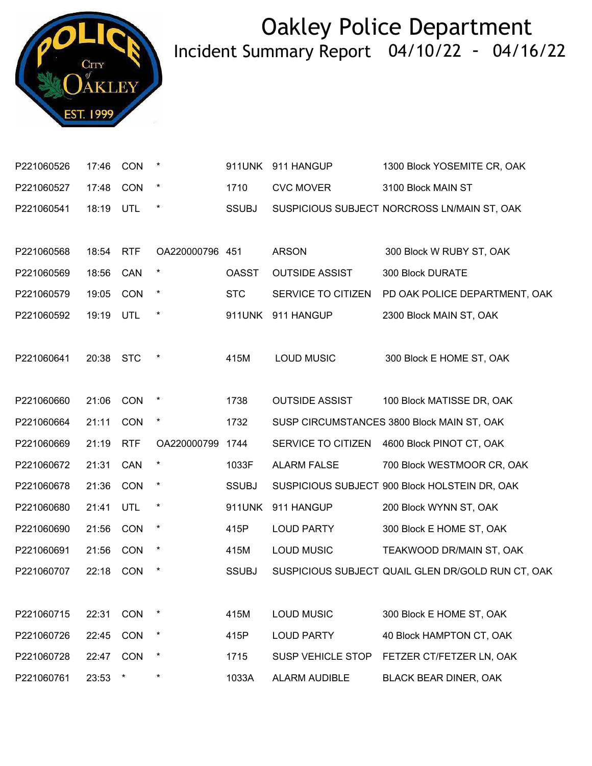# Oakley Police Department

## Incident Summary Report 04/10/22 - 04/16/22

| | | | | | | |
|---|---|---|---|---|---|---|
| P221060526 | 17:46 | CON | * | 911UNK | 911 HANGUP | 1300 Block YOSEMITE CR, OAK |
| P221060527 | 17:48 | CON | * | 1710 | CVC MOVER | 3100 Block MAIN ST |
| P221060541 | 18:19 | UTL | * | SSUBJ | SUSPICIOUS SUBJECT | NORCROSS LN/MAIN ST, OAK |
| P221060568 | 18:54 | RTF | OA220000796 | 451 | ARSON | 300 Block W RUBY ST, OAK |
| P221060569 | 18:56 | CAN | * | OASST | OUTSIDE ASSIST | 300 Block DURATE |
| P221060579 | 19:05 | CON | * | STC | SERVICE TO CITIZEN | PD OAK POLICE DEPARTMENT, OAK |
| P221060592 | 19:19 | UTL | * | 911UNK | 911 HANGUP | 2300 Block MAIN ST, OAK |
| P221060641 | 20:38 | STC | * | 415M | LOUD MUSIC | 300 Block E HOME ST, OAK |
| P221060660 | 21:06 | CON | * | 1738 | OUTSIDE ASSIST | 100 Block MATISSE DR, OAK |
| P221060664 | 21:11 | CON | * | 1732 | SUSP CIRCUMSTANCES | 3800 Block MAIN ST, OAK |
| P221060669 | 21:19 | RTF | OA220000799 | 1744 | SERVICE TO CITIZEN | 4600 Block PINOT CT, OAK |
| P221060672 | 21:31 | CAN | * | 1033F | ALARM FALSE | 700 Block WESTMOOR CR, OAK |
| P221060678 | 21:36 | CON | * | SSUBJ | SUSPICIOUS SUBJECT | 900 Block HOLSTEIN DR, OAK |
| P221060680 | 21:41 | UTL | * | 911UNK | 911 HANGUP | 200 Block WYNN ST, OAK |
| P221060690 | 21:56 | CON | * | 415P | LOUD PARTY | 300 Block E HOME ST, OAK |
| P221060691 | 21:56 | CON | * | 415M | LOUD MUSIC | TEAKWOOD DR/MAIN ST, OAK |
| P221060707 | 22:18 | CON | * | SSUBJ | SUSPICIOUS SUBJECT | QUAIL GLEN DR/GOLD RUN CT, OAK |
| P221060715 | 22:31 | CON | * | 415M | LOUD MUSIC | 300 Block E HOME ST, OAK |
| P221060726 | 22:45 | CON | * | 415P | LOUD PARTY | 40 Block HAMPTON CT, OAK |
| P221060728 | 22:47 | CON | * | 1715 | SUSP VEHICLE STOP | FETZER CT/FETZER LN, OAK |
| P221060761 | 23:53 | * | * | 1033A | ALARM AUDIBLE | BLACK BEAR DINER, OAK |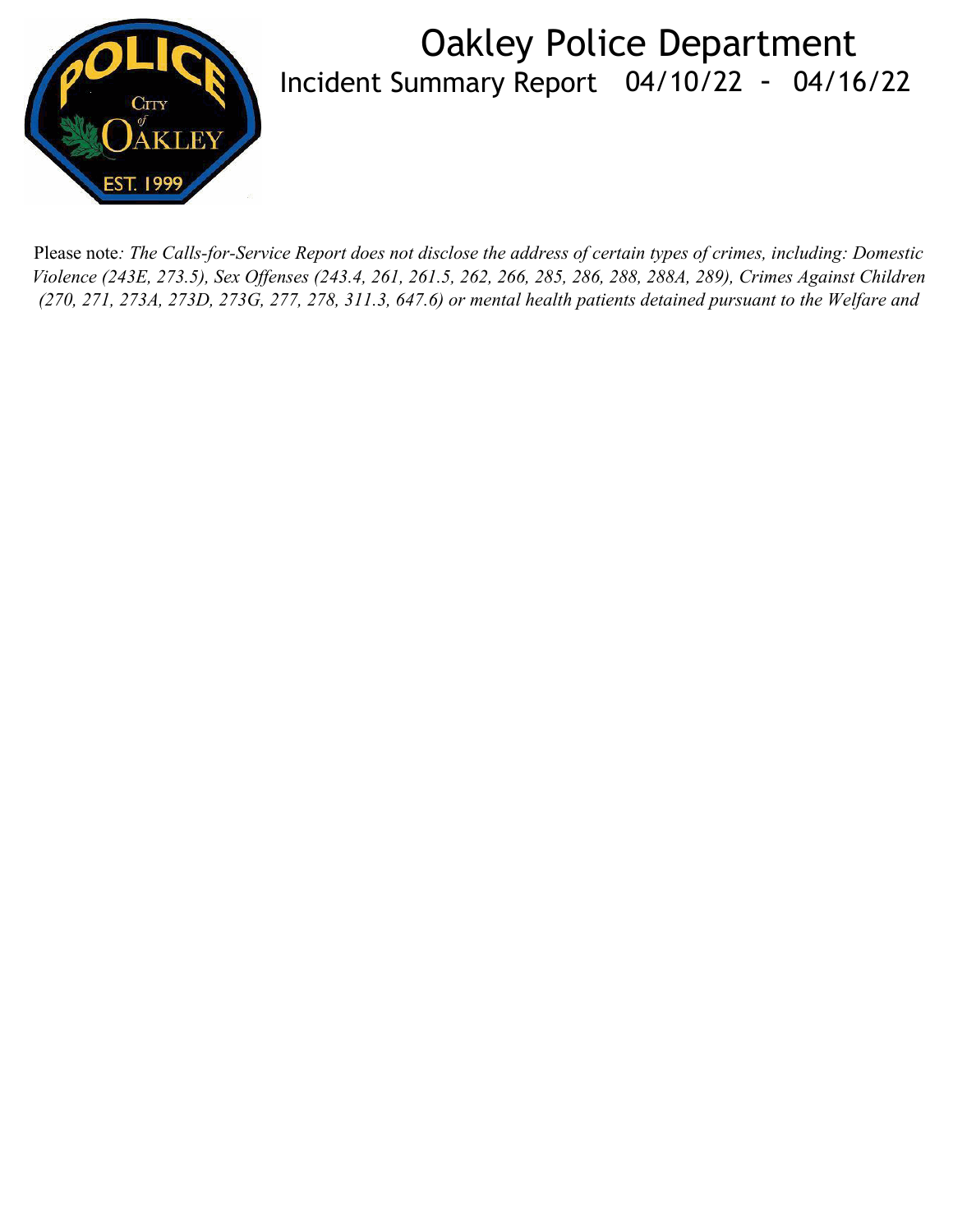# Oakley Police Department

## Incident Summary Report 04/10/22 - 04/16/22

Please note*: The Calls-for-Service Report does not disclose the address of certain types of crimes, including: Domestic Violence (243E, 273.5), Sex Offenses (243.4, 261, 261.5, 262, 266, 285, 286, 288, 288A, 289), Crimes Against Children (270, 271, 273A, 273D, 273G, 277, 278, 311.3, 647.6) or mental health patients detained pursuant to the Welfare and*